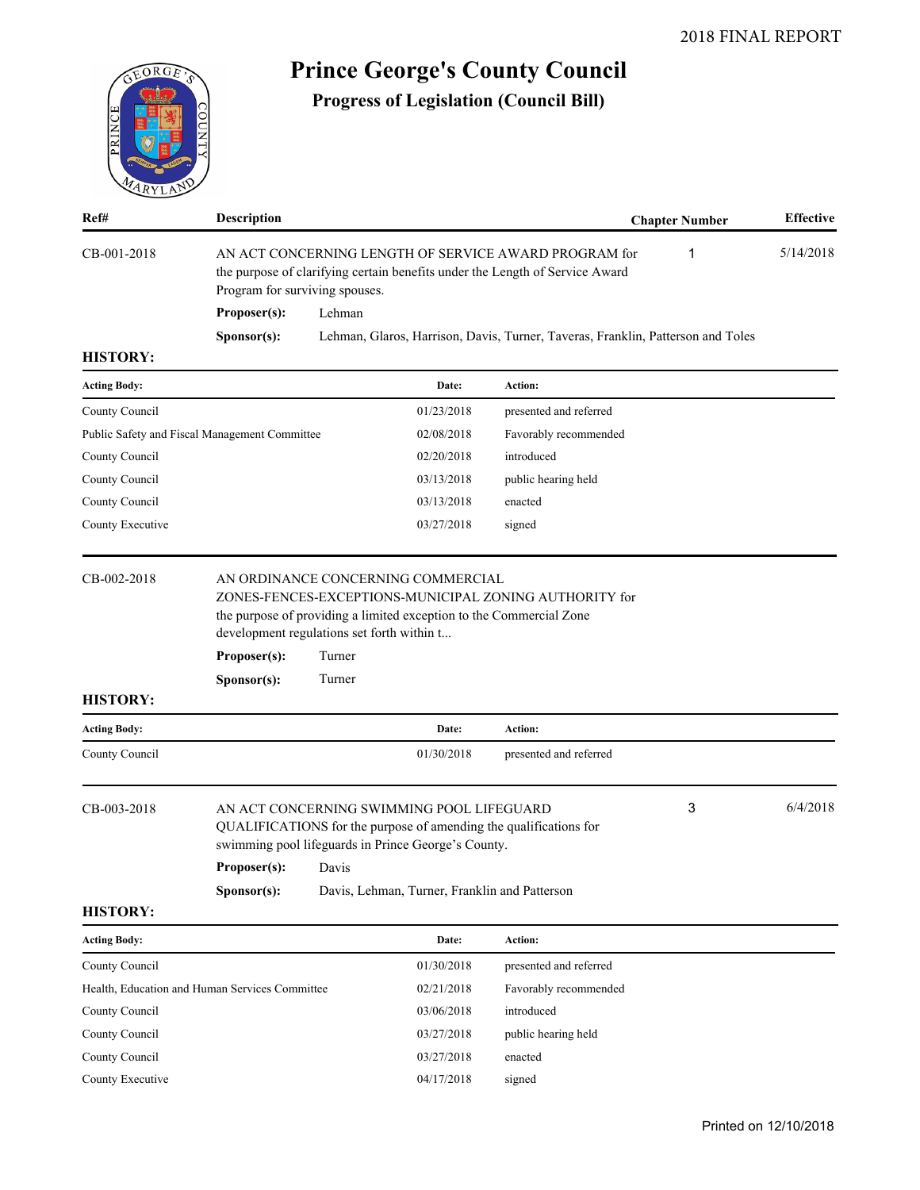2018 FINAL REPORT

# Prince George's County Council

## Progress of Legislation (Council Bill)

| Ref# | Description | Chapter Number | Effective |
|---|---|---|---|
| CB-001-2018 | AN ACT CONCERNING LENGTH OF SERVICE AWARD PROGRAM for the purpose of clarifying certain benefits under the Length of Service Award Program for surviving spouses. | 1 | 5/14/2018 |

**Proposer(s):** Lehman

**Sponsor(s):** Lehman, Glaros, Harrison, Davis, Turner, Taveras, Franklin, Patterson and Toles

**HISTORY:**

| Acting Body: | Date: | Action: |
|---|---|---|
| County Council | 01/23/2018 | presented and referred |
| Public Safety and Fiscal Management Committee | 02/08/2018 | Favorably recommended |
| County Council | 02/20/2018 | introduced |
| County Council | 03/13/2018 | public hearing held |
| County Council | 03/13/2018 | enacted |
| County Executive | 03/27/2018 | signed |

| Ref# | Description | Chapter Number | Effective |
|---|---|---|---|
| CB-002-2018 | AN ORDINANCE CONCERNING COMMERCIAL ZONES-FENCES-EXCEPTIONS-MUNICIPAL ZONING AUTHORITY for the purpose of providing a limited exception to the Commercial Zone development regulations set forth within t... | | |

**Proposer(s):** Turner

**Sponsor(s):** Turner

**HISTORY:**

| Acting Body: | Date: | Action: |
|---|---|---|
| County Council | 01/30/2018 | presented and referred |

| Ref# | Description | Chapter Number | Effective |
|---|---|---|---|
| CB-003-2018 | AN ACT CONCERNING SWIMMING POOL LIFEGUARD QUALIFICATIONS for the purpose of amending the qualifications for swimming pool lifeguards in Prince George's County. | 3 | 6/4/2018 |

**Proposer(s):** Davis

**Sponsor(s):** Davis, Lehman, Turner, Franklin and Patterson

**HISTORY:**

| Acting Body: | Date: | Action: |
|---|---|---|
| County Council | 01/30/2018 | presented and referred |
| Health, Education and Human Services Committee | 02/21/2018 | Favorably recommended |
| County Council | 03/06/2018 | introduced |
| County Council | 03/27/2018 | public hearing held |
| County Council | 03/27/2018 | enacted |
| County Executive | 04/17/2018 | signed |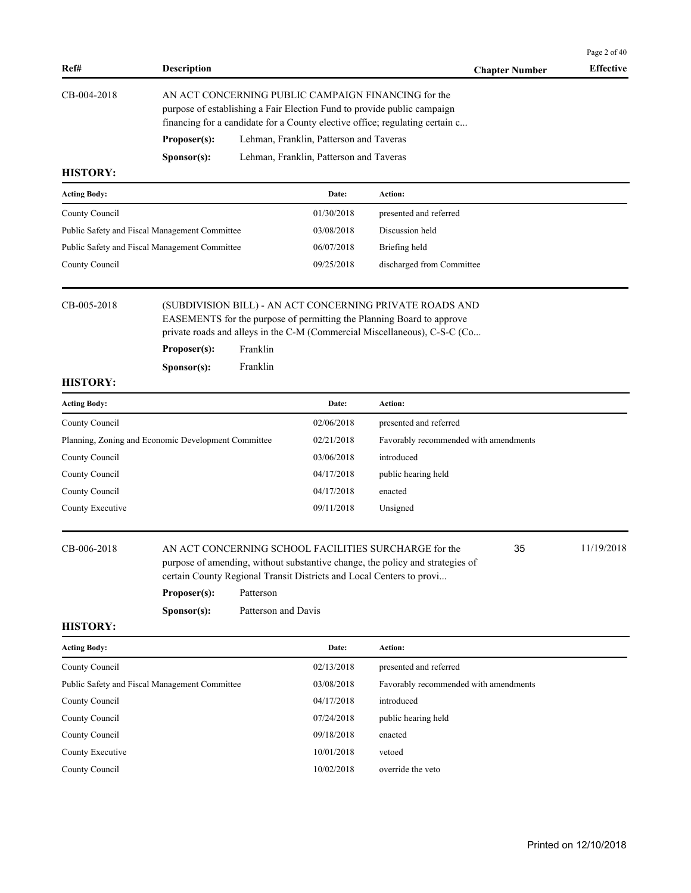| Ref# | Description | Chapter Number | Effective |
|---|---|---|---|
| CB-004-2018 | AN ACT CONCERNING PUBLIC CAMPAIGN FINANCING for the purpose of establishing a Fair Election Fund to provide public campaign financing for a candidate for a County elective office; regulating certain c... | | |

**Proposer(s):** Lehman, Franklin, Patterson and Taveras

**Sponsor(s):** Lehman, Franklin, Patterson and Taveras

**HISTORY:**

| Acting Body: | Date: | Action: |
|---|---|---|
| County Council | 01/30/2018 | presented and referred |
| Public Safety and Fiscal Management Committee | 03/08/2018 | Discussion held |
| Public Safety and Fiscal Management Committee | 06/07/2018 | Briefing held |
| County Council | 09/25/2018 | discharged from Committee |

| Ref# | Description | Chapter Number | Effective |
|---|---|---|---|
| CB-005-2018 | (SUBDIVISION BILL) - AN ACT CONCERNING PRIVATE ROADS AND EASEMENTS for the purpose of permitting the Planning Board to approve private roads and alleys in the C-M (Commercial Miscellaneous), C-S-C (Co... | | |

**Proposer(s):** Franklin

**Sponsor(s):** Franklin

**HISTORY:**

| Acting Body: | Date: | Action: |
|---|---|---|
| County Council | 02/06/2018 | presented and referred |
| Planning, Zoning and Economic Development Committee | 02/21/2018 | Favorably recommended with amendments |
| County Council | 03/06/2018 | introduced |
| County Council | 04/17/2018 | public hearing held |
| County Council | 04/17/2018 | enacted |
| County Executive | 09/11/2018 | Unsigned |

| Ref# | Description | Chapter Number | Effective |
|---|---|---|---|
| CB-006-2018 | AN ACT CONCERNING SCHOOL FACILITIES SURCHARGE for the purpose of amending, without substantive change, the policy and strategies of certain County Regional Transit Districts and Local Centers to provi... | 35 | 11/19/2018 |

**Proposer(s):** Patterson

**Sponsor(s):** Patterson and Davis

**HISTORY:**

| Acting Body: | Date: | Action: |
|---|---|---|
| County Council | 02/13/2018 | presented and referred |
| Public Safety and Fiscal Management Committee | 03/08/2018 | Favorably recommended with amendments |
| County Council | 04/17/2018 | introduced |
| County Council | 07/24/2018 | public hearing held |
| County Council | 09/18/2018 | enacted |
| County Executive | 10/01/2018 | vetoed |
| County Council | 10/02/2018 | override the veto |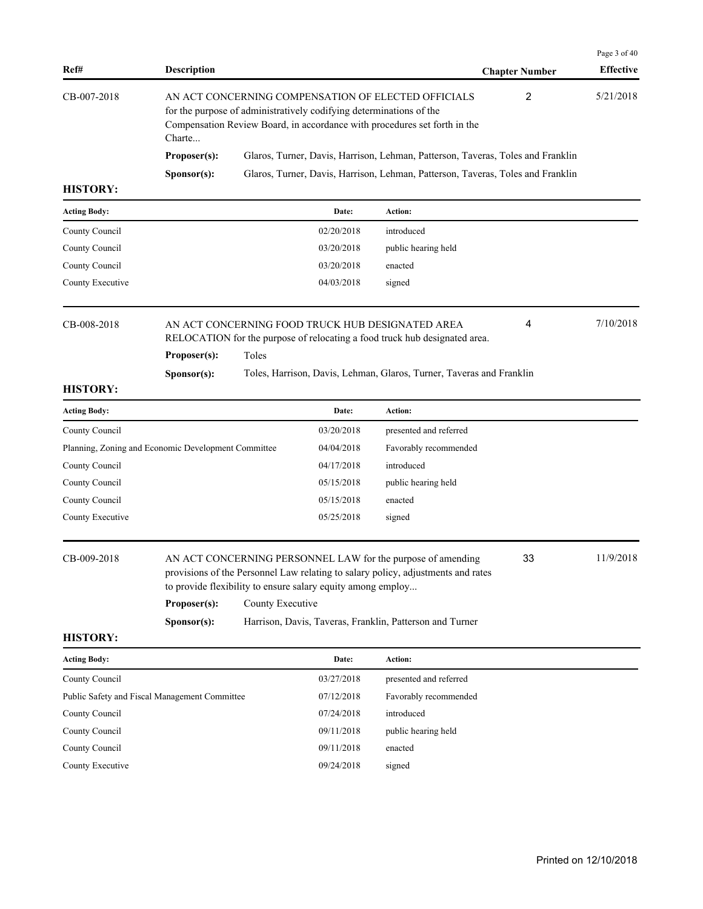| Ref# | Description | Chapter Number | Effective |
|---|---|---|---|
| CB-007-2018 | AN ACT CONCERNING COMPENSATION OF ELECTED OFFICIALS for the purpose of administratively codifying determinations of the Compensation Review Board, in accordance with procedures set forth in the Charte... | 2 | 5/21/2018 |

**Proposer(s):** Glaros, Turner, Davis, Harrison, Lehman, Patterson, Taveras, Toles and Franklin

**Sponsor(s):** Glaros, Turner, Davis, Harrison, Lehman, Patterson, Taveras, Toles and Franklin

**HISTORY:**

| Acting Body: | Date: | Action: |
|---|---|---|
| County Council | 02/20/2018 | introduced |
| County Council | 03/20/2018 | public hearing held |
| County Council | 03/20/2018 | enacted |
| County Executive | 04/03/2018 | signed |

| Ref# | Description | Chapter Number | Effective |
|---|---|---|---|
| CB-008-2018 | AN ACT CONCERNING FOOD TRUCK HUB DESIGNATED AREA RELOCATION for the purpose of relocating a food truck hub designated area. | 4 | 7/10/2018 |

**Proposer(s):** Toles

**Sponsor(s):** Toles, Harrison, Davis, Lehman, Glaros, Turner, Taveras and Franklin

**HISTORY:**

| Acting Body: | Date: | Action: |
|---|---|---|
| County Council | 03/20/2018 | presented and referred |
| Planning, Zoning and Economic Development Committee | 04/04/2018 | Favorably recommended |
| County Council | 04/17/2018 | introduced |
| County Council | 05/15/2018 | public hearing held |
| County Council | 05/15/2018 | enacted |
| County Executive | 05/25/2018 | signed |

| Ref# | Description | Chapter Number | Effective |
|---|---|---|---|
| CB-009-2018 | AN ACT CONCERNING PERSONNEL LAW for the purpose of amending provisions of the Personnel Law relating to salary policy, adjustments and rates to provide flexibility to ensure salary equity among employ... | 33 | 11/9/2018 |

**Proposer(s):** County Executive

**Sponsor(s):** Harrison, Davis, Taveras, Franklin, Patterson and Turner

**HISTORY:**

| Acting Body: | Date: | Action: |
|---|---|---|
| County Council | 03/27/2018 | presented and referred |
| Public Safety and Fiscal Management Committee | 07/12/2018 | Favorably recommended |
| County Council | 07/24/2018 | introduced |
| County Council | 09/11/2018 | public hearing held |
| County Council | 09/11/2018 | enacted |
| County Executive | 09/24/2018 | signed |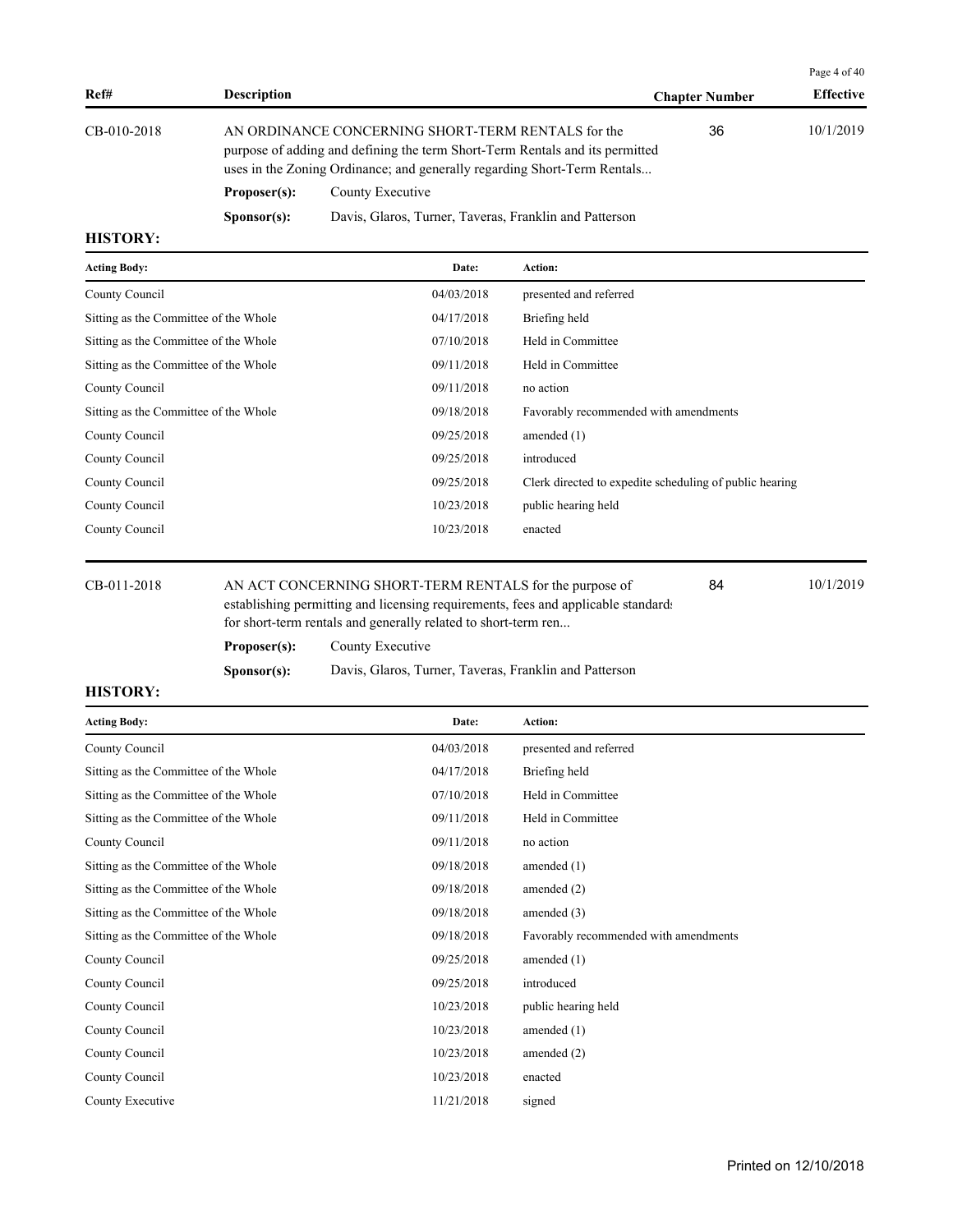| Ref# | Description | Chapter Number | Effective |
|---|---|---|---|
| CB-010-2018 | AN ORDINANCE CONCERNING SHORT-TERM RENTALS for the purpose of adding and defining the term Short-Term Rentals and its permitted uses in the Zoning Ordinance; and generally regarding Short-Term Rentals... | 36 | 10/1/2019 |

**Proposer(s):** County Executive

**Sponsor(s):** Davis, Glaros, Turner, Taveras, Franklin and Patterson

**HISTORY:**

| Acting Body: | Date: | Action: |
|---|---|---|
| County Council | 04/03/2018 | presented and referred |
| Sitting as the Committee of the Whole | 04/17/2018 | Briefing held |
| Sitting as the Committee of the Whole | 07/10/2018 | Held in Committee |
| Sitting as the Committee of the Whole | 09/11/2018 | Held in Committee |
| County Council | 09/11/2018 | no action |
| Sitting as the Committee of the Whole | 09/18/2018 | Favorably recommended with amendments |
| County Council | 09/25/2018 | amended (1) |
| County Council | 09/25/2018 | introduced |
| County Council | 09/25/2018 | Clerk directed to expedite scheduling of public hearing |
| County Council | 10/23/2018 | public hearing held |
| County Council | 10/23/2018 | enacted |

| Ref# | Description | Chapter Number | Effective |
|---|---|---|---|
| CB-011-2018 | AN ACT CONCERNING SHORT-TERM RENTALS for the purpose of establishing permitting and licensing requirements, fees and applicable standards for short-term rentals and generally related to short-term ren... | 84 | 10/1/2019 |

**Proposer(s):** County Executive

**Sponsor(s):** Davis, Glaros, Turner, Taveras, Franklin and Patterson

**HISTORY:**

| Acting Body: | Date: | Action: |
|---|---|---|
| County Council | 04/03/2018 | presented and referred |
| Sitting as the Committee of the Whole | 04/17/2018 | Briefing held |
| Sitting as the Committee of the Whole | 07/10/2018 | Held in Committee |
| Sitting as the Committee of the Whole | 09/11/2018 | Held in Committee |
| County Council | 09/11/2018 | no action |
| Sitting as the Committee of the Whole | 09/18/2018 | amended (1) |
| Sitting as the Committee of the Whole | 09/18/2018 | amended (2) |
| Sitting as the Committee of the Whole | 09/18/2018 | amended (3) |
| Sitting as the Committee of the Whole | 09/18/2018 | Favorably recommended with amendments |
| County Council | 09/25/2018 | amended (1) |
| County Council | 09/25/2018 | introduced |
| County Council | 10/23/2018 | public hearing held |
| County Council | 10/23/2018 | amended (1) |
| County Council | 10/23/2018 | amended (2) |
| County Council | 10/23/2018 | enacted |
| County Executive | 11/21/2018 | signed |

Printed on 12/10/2018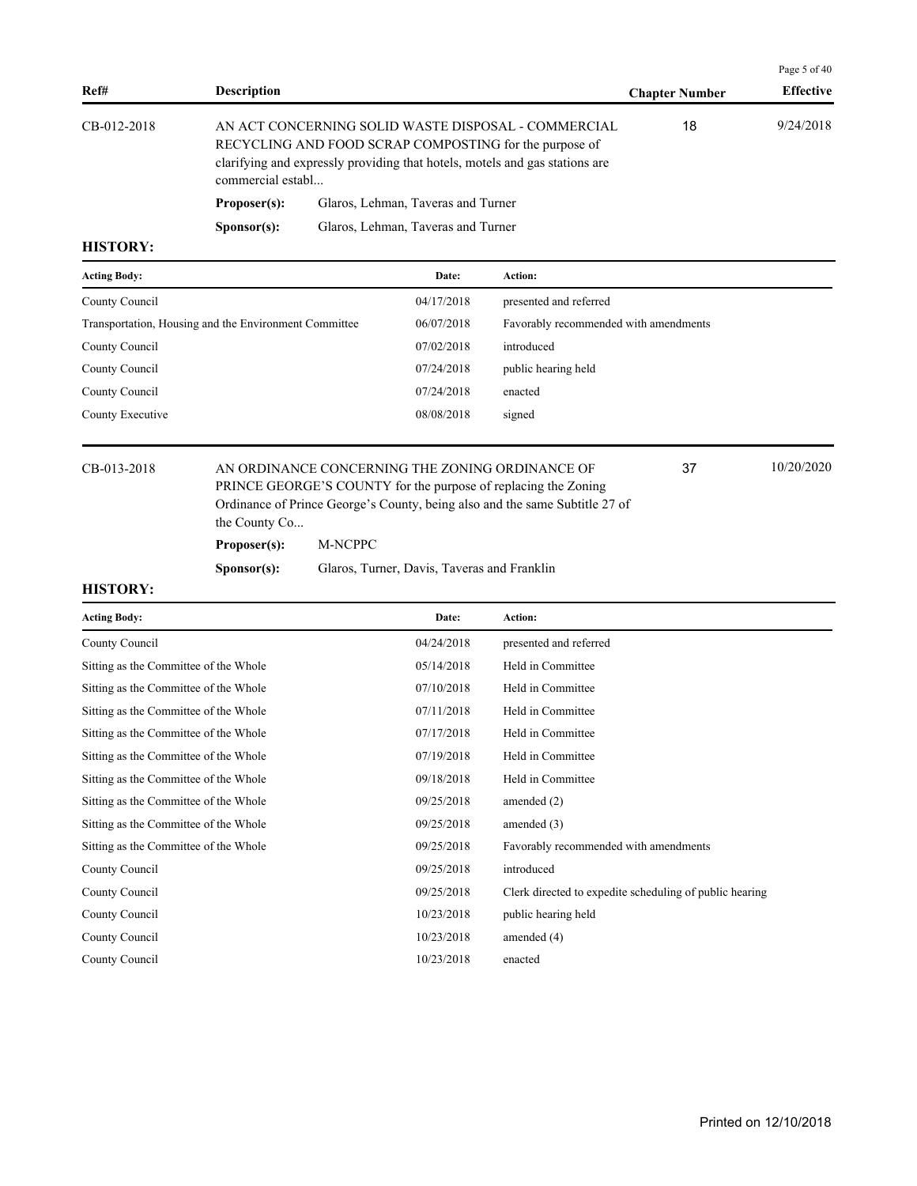| Ref# | Description | Chapter Number | Effective |
|---|---|---|---|
| CB-012-2018 | AN ACT CONCERNING SOLID WASTE DISPOSAL - COMMERCIAL RECYCLING AND FOOD SCRAP COMPOSTING for the purpose of clarifying and expressly providing that hotels, motels and gas stations are commercial establ... | 18 | 9/24/2018 |

**Proposer(s):** Glaros, Lehman, Taveras and Turner

**Sponsor(s):** Glaros, Lehman, Taveras and Turner

**HISTORY:**

| Acting Body: | Date: | Action: |
|---|---|---|
| County Council | 04/17/2018 | presented and referred |
| Transportation, Housing and the Environment Committee | 06/07/2018 | Favorably recommended with amendments |
| County Council | 07/02/2018 | introduced |
| County Council | 07/24/2018 | public hearing held |
| County Council | 07/24/2018 | enacted |
| County Executive | 08/08/2018 | signed |

| Ref# | Description | Chapter Number | Effective |
|---|---|---|---|
| CB-013-2018 | AN ORDINANCE CONCERNING THE ZONING ORDINANCE OF PRINCE GEORGE'S COUNTY for the purpose of replacing the Zoning Ordinance of Prince George's County, being also and the same Subtitle 27 of the County Co... | 37 | 10/20/2020 |

**Proposer(s):** M-NCPPC

**Sponsor(s):** Glaros, Turner, Davis, Taveras and Franklin

**HISTORY:**

| Acting Body: | Date: | Action: |
|---|---|---|
| County Council | 04/24/2018 | presented and referred |
| Sitting as the Committee of the Whole | 05/14/2018 | Held in Committee |
| Sitting as the Committee of the Whole | 07/10/2018 | Held in Committee |
| Sitting as the Committee of the Whole | 07/11/2018 | Held in Committee |
| Sitting as the Committee of the Whole | 07/17/2018 | Held in Committee |
| Sitting as the Committee of the Whole | 07/19/2018 | Held in Committee |
| Sitting as the Committee of the Whole | 09/18/2018 | Held in Committee |
| Sitting as the Committee of the Whole | 09/25/2018 | amended (2) |
| Sitting as the Committee of the Whole | 09/25/2018 | amended (3) |
| Sitting as the Committee of the Whole | 09/25/2018 | Favorably recommended with amendments |
| County Council | 09/25/2018 | introduced |
| County Council | 09/25/2018 | Clerk directed to expedite scheduling of public hearing |
| County Council | 10/23/2018 | public hearing held |
| County Council | 10/23/2018 | amended (4) |
| County Council | 10/23/2018 | enacted |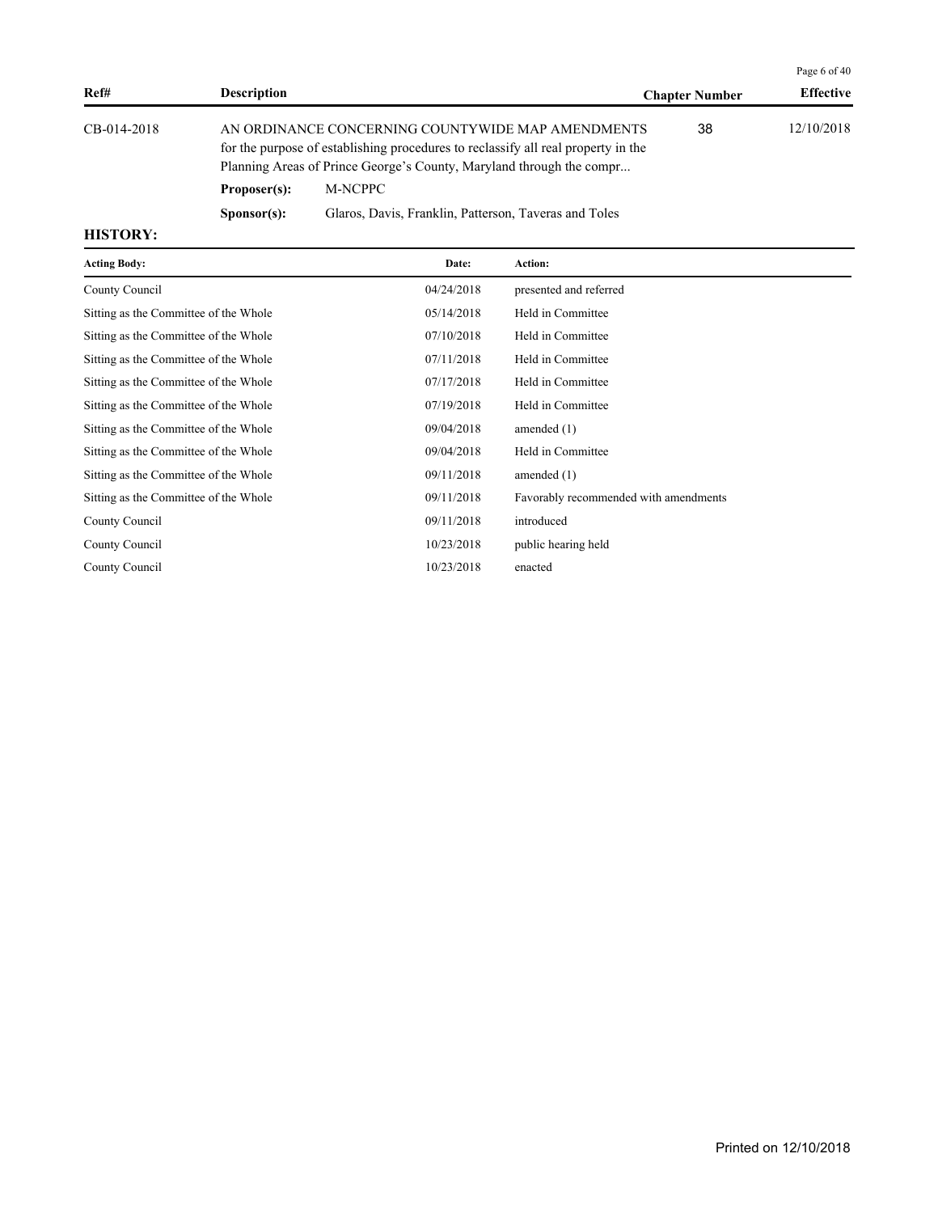| Ref# | Description | Chapter Number | Effective |
|---|---|---|---|
| CB-014-2018 | AN ORDINANCE CONCERNING COUNTYWIDE MAP AMENDMENTS for the purpose of establishing procedures to reclassify all real property in the Planning Areas of Prince George's County, Maryland through the compr... | 38 | 12/10/2018 |

**Proposer(s):** M-NCPPC

**Sponsor(s):** Glaros, Davis, Franklin, Patterson, Taveras and Toles

**HISTORY:**

| Acting Body: | Date: | Action: |
|---|---|---|
| County Council | 04/24/2018 | presented and referred |
| Sitting as the Committee of the Whole | 05/14/2018 | Held in Committee |
| Sitting as the Committee of the Whole | 07/10/2018 | Held in Committee |
| Sitting as the Committee of the Whole | 07/11/2018 | Held in Committee |
| Sitting as the Committee of the Whole | 07/17/2018 | Held in Committee |
| Sitting as the Committee of the Whole | 07/19/2018 | Held in Committee |
| Sitting as the Committee of the Whole | 09/04/2018 | amended (1) |
| Sitting as the Committee of the Whole | 09/04/2018 | Held in Committee |
| Sitting as the Committee of the Whole | 09/11/2018 | amended (1) |
| Sitting as the Committee of the Whole | 09/11/2018 | Favorably recommended with amendments |
| County Council | 09/11/2018 | introduced |
| County Council | 10/23/2018 | public hearing held |
| County Council | 10/23/2018 | enacted |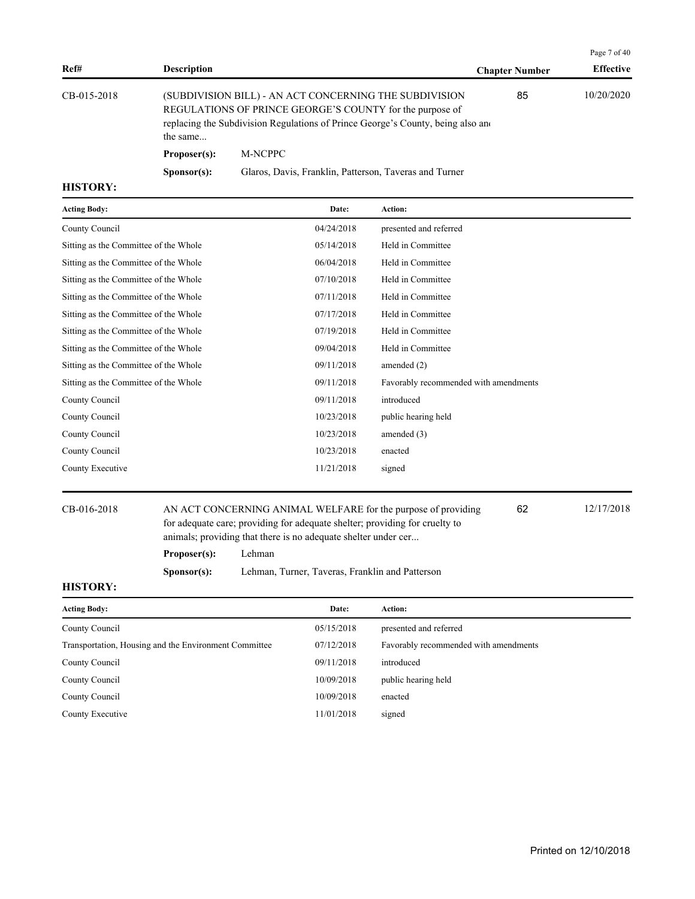| Ref# | Description | Chapter Number | Effective |
|---|---|---|---|
| CB-015-2018 | (SUBDIVISION BILL) - AN ACT CONCERNING THE SUBDIVISION REGULATIONS OF PRINCE GEORGE'S COUNTY for the purpose of replacing the Subdivision Regulations of Prince George's County, being also and the same... | 85 | 10/20/2020 |

**Proposer(s):** M-NCPPC

**Sponsor(s):** Glaros, Davis, Franklin, Patterson, Taveras and Turner

**HISTORY:**

| Acting Body: | Date: | Action: |
|---|---|---|
| County Council | 04/24/2018 | presented and referred |
| Sitting as the Committee of the Whole | 05/14/2018 | Held in Committee |
| Sitting as the Committee of the Whole | 06/04/2018 | Held in Committee |
| Sitting as the Committee of the Whole | 07/10/2018 | Held in Committee |
| Sitting as the Committee of the Whole | 07/11/2018 | Held in Committee |
| Sitting as the Committee of the Whole | 07/17/2018 | Held in Committee |
| Sitting as the Committee of the Whole | 07/19/2018 | Held in Committee |
| Sitting as the Committee of the Whole | 09/04/2018 | Held in Committee |
| Sitting as the Committee of the Whole | 09/11/2018 | amended (2) |
| Sitting as the Committee of the Whole | 09/11/2018 | Favorably recommended with amendments |
| County Council | 09/11/2018 | introduced |
| County Council | 10/23/2018 | public hearing held |
| County Council | 10/23/2018 | amended (3) |
| County Council | 10/23/2018 | enacted |
| County Executive | 11/21/2018 | signed |

| Ref# | Description | Chapter Number | Effective |
|---|---|---|---|
| CB-016-2018 | AN ACT CONCERNING ANIMAL WELFARE for the purpose of providing for adequate care; providing for adequate shelter; providing for cruelty to animals; providing that there is no adequate shelter under cer... | 62 | 12/17/2018 |

**Proposer(s):** Lehman

**Sponsor(s):** Lehman, Turner, Taveras, Franklin and Patterson

**HISTORY:**

| Acting Body: | Date: | Action: |
|---|---|---|
| County Council | 05/15/2018 | presented and referred |
| Transportation, Housing and the Environment Committee | 07/12/2018 | Favorably recommended with amendments |
| County Council | 09/11/2018 | introduced |
| County Council | 10/09/2018 | public hearing held |
| County Council | 10/09/2018 | enacted |
| County Executive | 11/01/2018 | signed |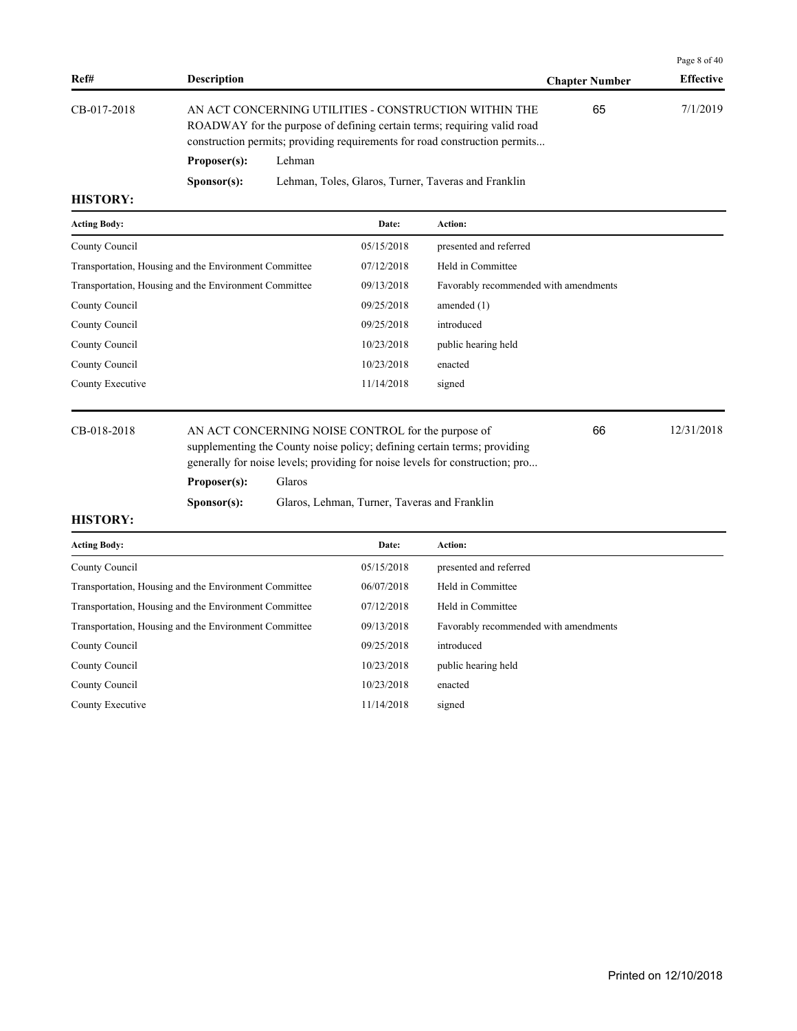| Ref# | Description | Chapter Number | Effective |
|---|---|---|---|
| CB-017-2018 | AN ACT CONCERNING UTILITIES - CONSTRUCTION WITHIN THE ROADWAY for the purpose of defining certain terms; requiring valid road construction permits; providing requirements for road construction permits... | 65 | 7/1/2019 |

**Proposer(s):** Lehman

**Sponsor(s):** Lehman, Toles, Glaros, Turner, Taveras and Franklin

**HISTORY:**

| Acting Body: | Date: | Action: |
|---|---|---|
| County Council | 05/15/2018 | presented and referred |
| Transportation, Housing and the Environment Committee | 07/12/2018 | Held in Committee |
| Transportation, Housing and the Environment Committee | 09/13/2018 | Favorably recommended with amendments |
| County Council | 09/25/2018 | amended (1) |
| County Council | 09/25/2018 | introduced |
| County Council | 10/23/2018 | public hearing held |
| County Council | 10/23/2018 | enacted |
| County Executive | 11/14/2018 | signed |

| Ref# | Description | Chapter Number | Effective |
|---|---|---|---|
| CB-018-2018 | AN ACT CONCERNING NOISE CONTROL for the purpose of supplementing the County noise policy; defining certain terms; providing generally for noise levels; providing for noise levels for construction; pro... | 66 | 12/31/2018 |

**Proposer(s):** Glaros

**Sponsor(s):** Glaros, Lehman, Turner, Taveras and Franklin

**HISTORY:**

| Acting Body: | Date: | Action: |
|---|---|---|
| County Council | 05/15/2018 | presented and referred |
| Transportation, Housing and the Environment Committee | 06/07/2018 | Held in Committee |
| Transportation, Housing and the Environment Committee | 07/12/2018 | Held in Committee |
| Transportation, Housing and the Environment Committee | 09/13/2018 | Favorably recommended with amendments |
| County Council | 09/25/2018 | introduced |
| County Council | 10/23/2018 | public hearing held |
| County Council | 10/23/2018 | enacted |
| County Executive | 11/14/2018 | signed |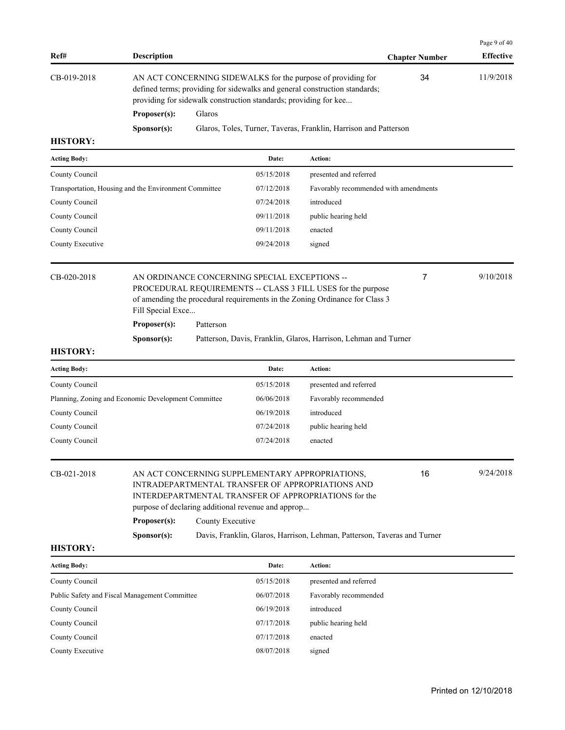| Ref# | Description | Chapter Number | Effective |
|---|---|---|---|
| CB-019-2018 | AN ACT CONCERNING SIDEWALKS for the purpose of providing for defined terms; providing for sidewalks and general construction standards; providing for sidewalk construction standards; providing for kee... | 34 | 11/9/2018 |

**Proposer(s):** Glaros

**Sponsor(s):** Glaros, Toles, Turner, Taveras, Franklin, Harrison and Patterson

**HISTORY:**

| Acting Body: | Date: | Action: |
|---|---|---|
| County Council | 05/15/2018 | presented and referred |
| Transportation, Housing and the Environment Committee | 07/12/2018 | Favorably recommended with amendments |
| County Council | 07/24/2018 | introduced |
| County Council | 09/11/2018 | public hearing held |
| County Council | 09/11/2018 | enacted |
| County Executive | 09/24/2018 | signed |

| Ref# | Description | Chapter Number | Effective |
|---|---|---|---|
| CB-020-2018 | AN ORDINANCE CONCERNING SPECIAL EXCEPTIONS -- PROCEDURAL REQUIREMENTS -- CLASS 3 FILL USES for the purpose of amending the procedural requirements in the Zoning Ordinance for Class 3 Fill Special Exce... | 7 | 9/10/2018 |

**Proposer(s):** Patterson

**Sponsor(s):** Patterson, Davis, Franklin, Glaros, Harrison, Lehman and Turner

**HISTORY:**

| Acting Body: | Date: | Action: |
|---|---|---|
| County Council | 05/15/2018 | presented and referred |
| Planning, Zoning and Economic Development Committee | 06/06/2018 | Favorably recommended |
| County Council | 06/19/2018 | introduced |
| County Council | 07/24/2018 | public hearing held |
| County Council | 07/24/2018 | enacted |

| Ref# | Description | Chapter Number | Effective |
|---|---|---|---|
| CB-021-2018 | AN ACT CONCERNING SUPPLEMENTARY APPROPRIATIONS, INTRADEPARTMENTAL TRANSFER OF APPROPRIATIONS AND INTERDEPARTMENTAL TRANSFER OF APPROPRIATIONS for the purpose of declaring additional revenue and approp... | 16 | 9/24/2018 |

**Proposer(s):** County Executive

**Sponsor(s):** Davis, Franklin, Glaros, Harrison, Lehman, Patterson, Taveras and Turner

**HISTORY:**

| Acting Body: | Date: | Action: |
|---|---|---|
| County Council | 05/15/2018 | presented and referred |
| Public Safety and Fiscal Management Committee | 06/07/2018 | Favorably recommended |
| County Council | 06/19/2018 | introduced |
| County Council | 07/17/2018 | public hearing held |
| County Council | 07/17/2018 | enacted |
| County Executive | 08/07/2018 | signed |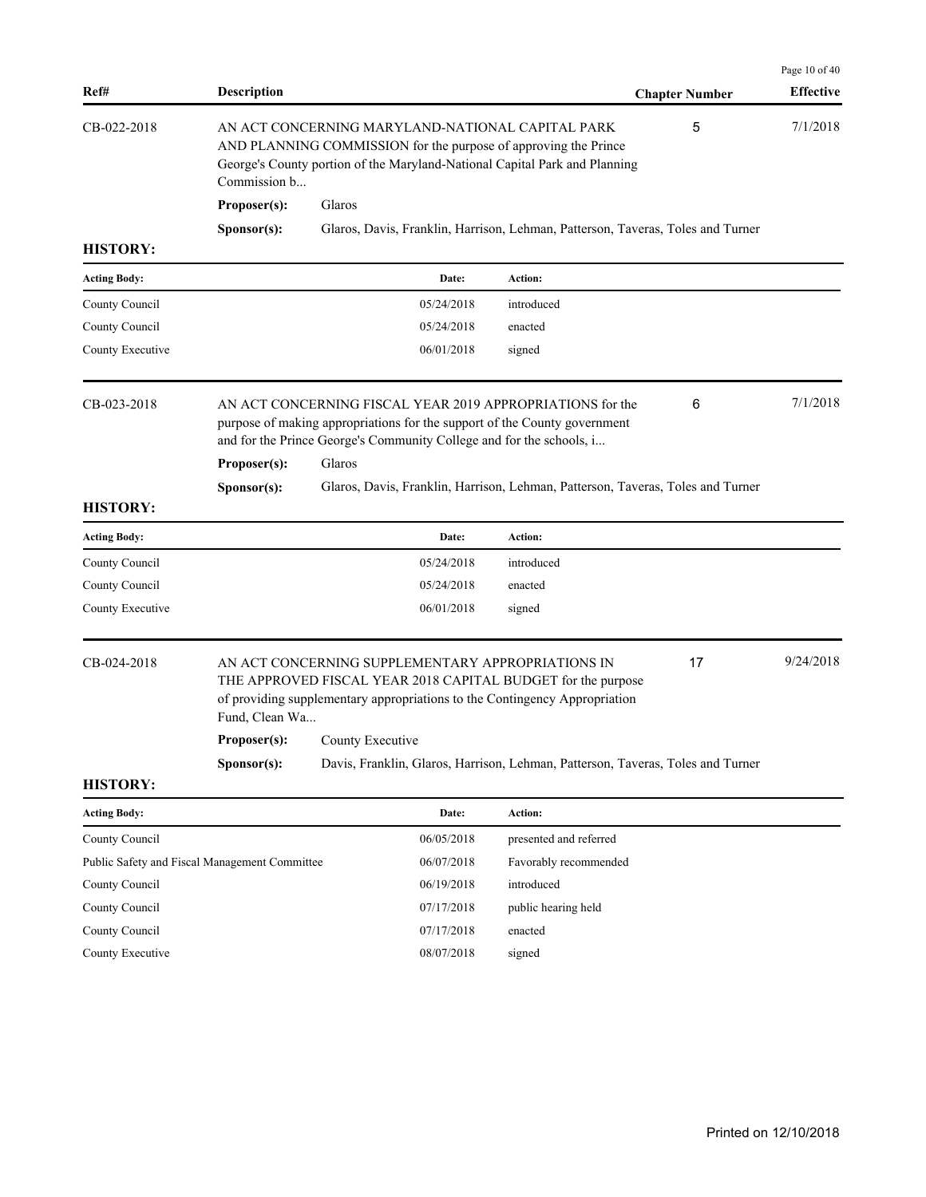| Ref# | Description | Chapter Number | Effective |
|---|---|---|---|
| CB-022-2018 | AN ACT CONCERNING MARYLAND-NATIONAL CAPITAL PARK AND PLANNING COMMISSION for the purpose of approving the Prince George's County portion of the Maryland-National Capital Park and Planning Commission b... | 5 | 7/1/2018 |

**Proposer(s):** Glaros

**Sponsor(s):** Glaros, Davis, Franklin, Harrison, Lehman, Patterson, Taveras, Toles and Turner

**HISTORY:**

| Acting Body: | Date: | Action: |
|---|---|---|
| County Council | 05/24/2018 | introduced |
| County Council | 05/24/2018 | enacted |
| County Executive | 06/01/2018 | signed |

| Ref# | Description | Chapter Number | Effective |
|---|---|---|---|
| CB-023-2018 | AN ACT CONCERNING FISCAL YEAR 2019 APPROPRIATIONS for the purpose of making appropriations for the support of the County government and for the Prince George's Community College and for the schools, i... | 6 | 7/1/2018 |

**Proposer(s):** Glaros

**Sponsor(s):** Glaros, Davis, Franklin, Harrison, Lehman, Patterson, Taveras, Toles and Turner

**HISTORY:**

| Acting Body: | Date: | Action: |
|---|---|---|
| County Council | 05/24/2018 | introduced |
| County Council | 05/24/2018 | enacted |
| County Executive | 06/01/2018 | signed |

| Ref# | Description | Chapter Number | Effective |
|---|---|---|---|
| CB-024-2018 | AN ACT CONCERNING SUPPLEMENTARY APPROPRIATIONS IN THE APPROVED FISCAL YEAR 2018 CAPITAL BUDGET for the purpose of providing supplementary appropriations to the Contingency Appropriation Fund, Clean Wa... | 17 | 9/24/2018 |

**Proposer(s):** County Executive

**Sponsor(s):** Davis, Franklin, Glaros, Harrison, Lehman, Patterson, Taveras, Toles and Turner

**HISTORY:**

| Acting Body: | Date: | Action: |
|---|---|---|
| County Council | 06/05/2018 | presented and referred |
| Public Safety and Fiscal Management Committee | 06/07/2018 | Favorably recommended |
| County Council | 06/19/2018 | introduced |
| County Council | 07/17/2018 | public hearing held |
| County Council | 07/17/2018 | enacted |
| County Executive | 08/07/2018 | signed |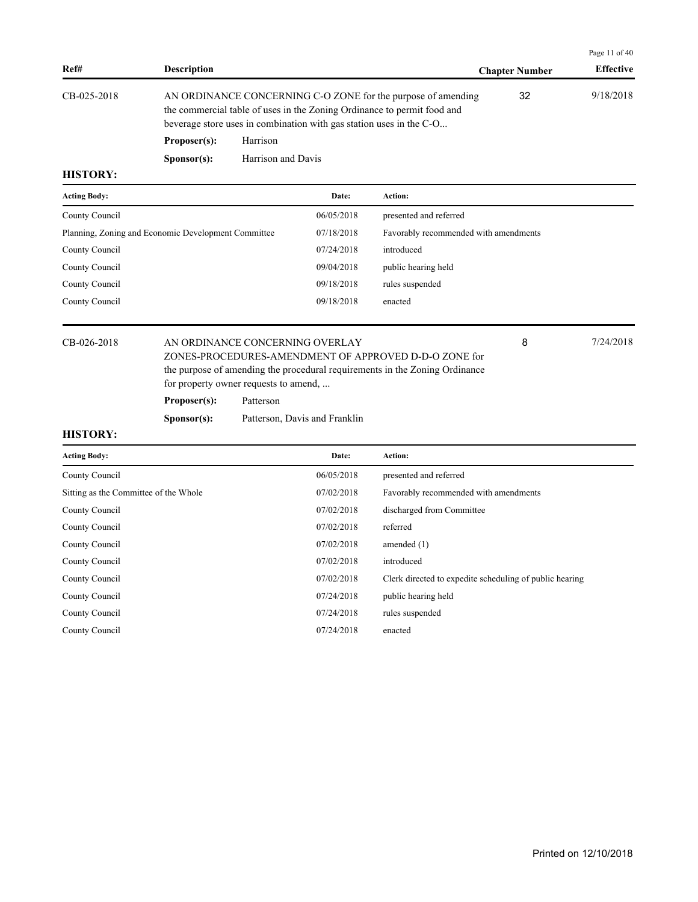| Ref# | Description | Chapter Number | Effective |
|---|---|---|---|
| CB-025-2018 | AN ORDINANCE CONCERNING C-O ZONE for the purpose of amending the commercial table of uses in the Zoning Ordinance to permit food and beverage store uses in combination with gas station uses in the C-O... | 32 | 9/18/2018 |

**Proposer(s):** Harrison

**Sponsor(s):** Harrison and Davis

**HISTORY:**

| Acting Body: | Date: | Action: |
|---|---|---|
| County Council | 06/05/2018 | presented and referred |
| Planning, Zoning and Economic Development Committee | 07/18/2018 | Favorably recommended with amendments |
| County Council | 07/24/2018 | introduced |
| County Council | 09/04/2018 | public hearing held |
| County Council | 09/18/2018 | rules suspended |
| County Council | 09/18/2018 | enacted |

| Ref# | Description | Chapter Number | Effective |
|---|---|---|---|
| CB-026-2018 | AN ORDINANCE CONCERNING OVERLAY ZONES-PROCEDURES-AMENDMENT OF APPROVED D-D-O ZONE for the purpose of amending the procedural requirements in the Zoning Ordinance for property owner requests to amend, ... | 8 | 7/24/2018 |

**Proposer(s):** Patterson

**Sponsor(s):** Patterson, Davis and Franklin

**HISTORY:**

| Acting Body: | Date: | Action: |
|---|---|---|
| County Council | 06/05/2018 | presented and referred |
| Sitting as the Committee of the Whole | 07/02/2018 | Favorably recommended with amendments |
| County Council | 07/02/2018 | discharged from Committee |
| County Council | 07/02/2018 | referred |
| County Council | 07/02/2018 | amended (1) |
| County Council | 07/02/2018 | introduced |
| County Council | 07/02/2018 | Clerk directed to expedite scheduling of public hearing |
| County Council | 07/24/2018 | public hearing held |
| County Council | 07/24/2018 | rules suspended |
| County Council | 07/24/2018 | enacted |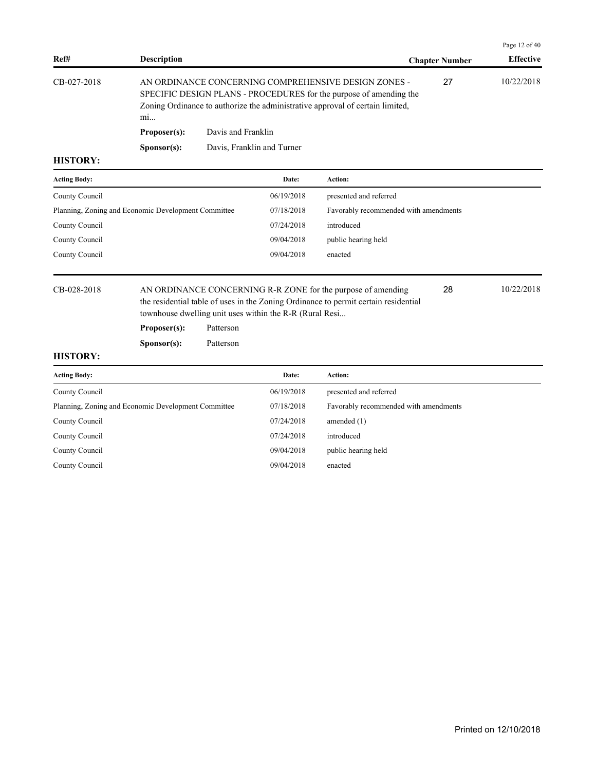| Ref# | Description | Chapter Number | Effective |
|---|---|---|---|
| CB-027-2018 | AN ORDINANCE CONCERNING COMPREHENSIVE DESIGN ZONES - SPECIFIC DESIGN PLANS - PROCEDURES for the purpose of amending the Zoning Ordinance to authorize the administrative approval of certain limited, mi... | 27 | 10/22/2018 |

**Proposer(s):** Davis and Franklin

**Sponsor(s):** Davis, Franklin and Turner

**HISTORY:**

| Acting Body: | Date: | Action: |
|---|---|---|
| County Council | 06/19/2018 | presented and referred |
| Planning, Zoning and Economic Development Committee | 07/18/2018 | Favorably recommended with amendments |
| County Council | 07/24/2018 | introduced |
| County Council | 09/04/2018 | public hearing held |
| County Council | 09/04/2018 | enacted |

| Ref# | Description | Chapter Number | Effective |
|---|---|---|---|
| CB-028-2018 | AN ORDINANCE CONCERNING R-R ZONE for the purpose of amending the residential table of uses in the Zoning Ordinance to permit certain residential townhouse dwelling unit uses within the R-R (Rural Resi... | 28 | 10/22/2018 |

**Proposer(s):** Patterson

**Sponsor(s):** Patterson

**HISTORY:**

| Acting Body: | Date: | Action: |
|---|---|---|
| County Council | 06/19/2018 | presented and referred |
| Planning, Zoning and Economic Development Committee | 07/18/2018 | Favorably recommended with amendments |
| County Council | 07/24/2018 | amended (1) |
| County Council | 07/24/2018 | introduced |
| County Council | 09/04/2018 | public hearing held |
| County Council | 09/04/2018 | enacted |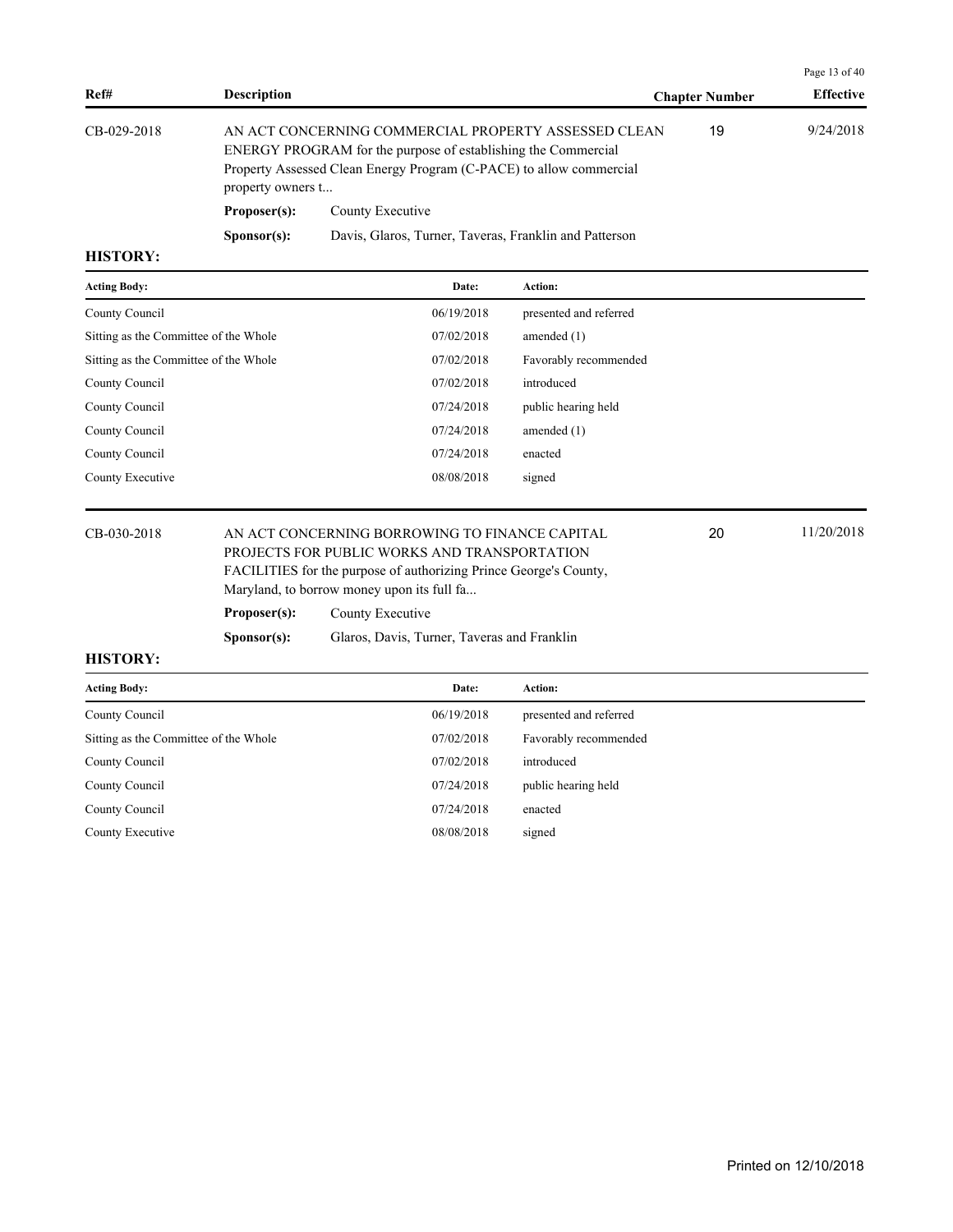| Ref# | Description | Chapter Number | Effective |
|---|---|---|---|
| CB-029-2018 | AN ACT CONCERNING COMMERCIAL PROPERTY ASSESSED CLEAN ENERGY PROGRAM for the purpose of establishing the Commercial Property Assessed Clean Energy Program (C-PACE) to allow commercial property owners t... | 19 | 9/24/2018 |

**Proposer(s):** County Executive

**Sponsor(s):** Davis, Glaros, Turner, Taveras, Franklin and Patterson

**HISTORY:**

| Acting Body: | Date: | Action: |
|---|---|---|
| County Council | 06/19/2018 | presented and referred |
| Sitting as the Committee of the Whole | 07/02/2018 | amended (1) |
| Sitting as the Committee of the Whole | 07/02/2018 | Favorably recommended |
| County Council | 07/02/2018 | introduced |
| County Council | 07/24/2018 | public hearing held |
| County Council | 07/24/2018 | amended (1) |
| County Council | 07/24/2018 | enacted |
| County Executive | 08/08/2018 | signed |

| Ref# | Description | Chapter Number | Effective |
|---|---|---|---|
| CB-030-2018 | AN ACT CONCERNING BORROWING TO FINANCE CAPITAL PROJECTS FOR PUBLIC WORKS AND TRANSPORTATION FACILITIES for the purpose of authorizing Prince George's County, Maryland, to borrow money upon its full fa... | 20 | 11/20/2018 |

**Proposer(s):** County Executive

**Sponsor(s):** Glaros, Davis, Turner, Taveras and Franklin

**HISTORY:**

| Acting Body: | Date: | Action: |
|---|---|---|
| County Council | 06/19/2018 | presented and referred |
| Sitting as the Committee of the Whole | 07/02/2018 | Favorably recommended |
| County Council | 07/02/2018 | introduced |
| County Council | 07/24/2018 | public hearing held |
| County Council | 07/24/2018 | enacted |
| County Executive | 08/08/2018 | signed |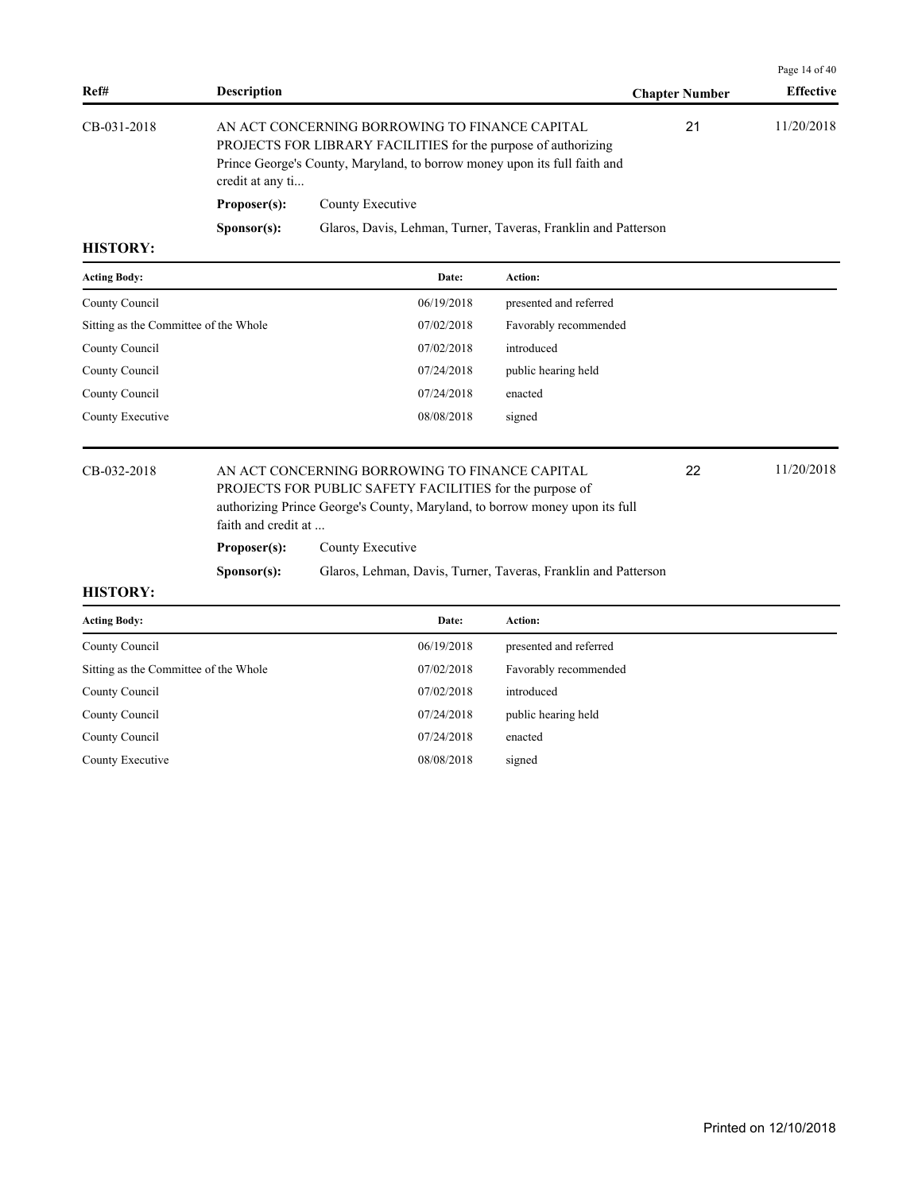| Ref# | Description | Chapter Number | Effective |
|---|---|---|---|
| CB-031-2018 | AN ACT CONCERNING BORROWING TO FINANCE CAPITAL PROJECTS FOR LIBRARY FACILITIES for the purpose of authorizing Prince George's County, Maryland, to borrow money upon its full faith and credit at any ti... | 21 | 11/20/2018 |

**Proposer(s):** County Executive

**Sponsor(s):** Glaros, Davis, Lehman, Turner, Taveras, Franklin and Patterson

**HISTORY:**

| Acting Body: | Date: | Action: |
|---|---|---|
| County Council | 06/19/2018 | presented and referred |
| Sitting as the Committee of the Whole | 07/02/2018 | Favorably recommended |
| County Council | 07/02/2018 | introduced |
| County Council | 07/24/2018 | public hearing held |
| County Council | 07/24/2018 | enacted |
| County Executive | 08/08/2018 | signed |

| Ref# | Description | Chapter Number | Effective |
|---|---|---|---|
| CB-032-2018 | AN ACT CONCERNING BORROWING TO FINANCE CAPITAL PROJECTS FOR PUBLIC SAFETY FACILITIES for the purpose of authorizing Prince George's County, Maryland, to borrow money upon its full faith and credit at ... | 22 | 11/20/2018 |

**Proposer(s):** County Executive

**Sponsor(s):** Glaros, Lehman, Davis, Turner, Taveras, Franklin and Patterson

**HISTORY:**

| Acting Body: | Date: | Action: |
|---|---|---|
| County Council | 06/19/2018 | presented and referred |
| Sitting as the Committee of the Whole | 07/02/2018 | Favorably recommended |
| County Council | 07/02/2018 | introduced |
| County Council | 07/24/2018 | public hearing held |
| County Council | 07/24/2018 | enacted |
| County Executive | 08/08/2018 | signed |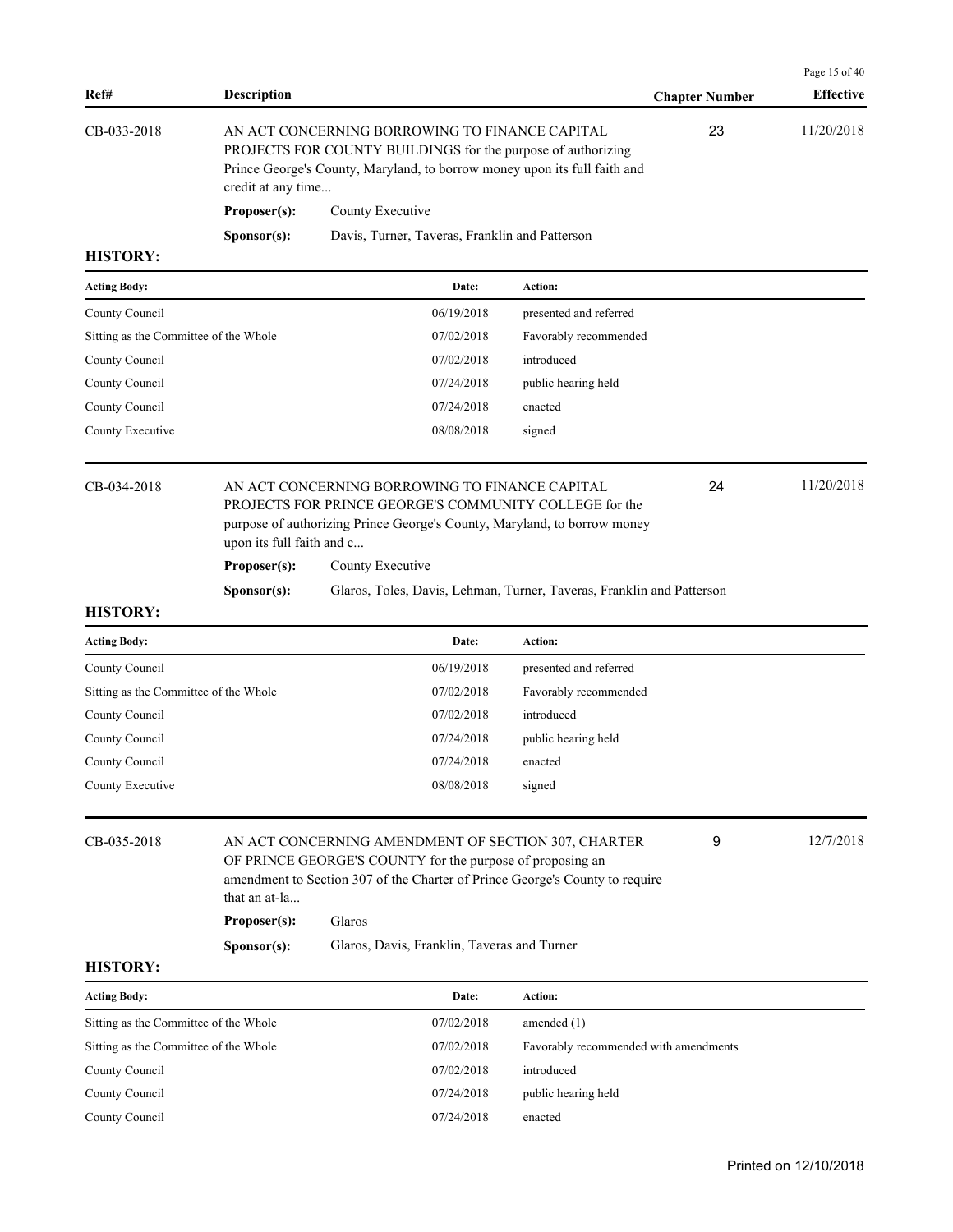| Ref# | Description | Chapter Number | Effective |
|---|---|---|---|
| CB-033-2018 | AN ACT CONCERNING BORROWING TO FINANCE CAPITAL PROJECTS FOR COUNTY BUILDINGS for the purpose of authorizing Prince George's County, Maryland, to borrow money upon its full faith and credit at any time... | 23 | 11/20/2018 |

**Proposer(s):** County Executive

**Sponsor(s):** Davis, Turner, Taveras, Franklin and Patterson

**HISTORY:**

| Acting Body: | Date: | Action: |
|---|---|---|
| County Council | 06/19/2018 | presented and referred |
| Sitting as the Committee of the Whole | 07/02/2018 | Favorably recommended |
| County Council | 07/02/2018 | introduced |
| County Council | 07/24/2018 | public hearing held |
| County Council | 07/24/2018 | enacted |
| County Executive | 08/08/2018 | signed |

| Ref# | Description | Chapter Number | Effective |
|---|---|---|---|
| CB-034-2018 | AN ACT CONCERNING BORROWING TO FINANCE CAPITAL PROJECTS FOR PRINCE GEORGE'S COMMUNITY COLLEGE for the purpose of authorizing Prince George's County, Maryland, to borrow money upon its full faith and c... | 24 | 11/20/2018 |

**Proposer(s):** County Executive

**Sponsor(s):** Glaros, Toles, Davis, Lehman, Turner, Taveras, Franklin and Patterson

**HISTORY:**

| Acting Body: | Date: | Action: |
|---|---|---|
| County Council | 06/19/2018 | presented and referred |
| Sitting as the Committee of the Whole | 07/02/2018 | Favorably recommended |
| County Council | 07/02/2018 | introduced |
| County Council | 07/24/2018 | public hearing held |
| County Council | 07/24/2018 | enacted |
| County Executive | 08/08/2018 | signed |

| Ref# | Description | Chapter Number | Effective |
|---|---|---|---|
| CB-035-2018 | AN ACT CONCERNING AMENDMENT OF SECTION 307, CHARTER OF PRINCE GEORGE'S COUNTY for the purpose of proposing an amendment to Section 307 of the Charter of Prince George's County to require that an at-la... | 9 | 12/7/2018 |

**Proposer(s):** Glaros

**Sponsor(s):** Glaros, Davis, Franklin, Taveras and Turner

**HISTORY:**

| Acting Body: | Date: | Action: |
|---|---|---|
| Sitting as the Committee of the Whole | 07/02/2018 | amended (1) |
| Sitting as the Committee of the Whole | 07/02/2018 | Favorably recommended with amendments |
| County Council | 07/02/2018 | introduced |
| County Council | 07/24/2018 | public hearing held |
| County Council | 07/24/2018 | enacted |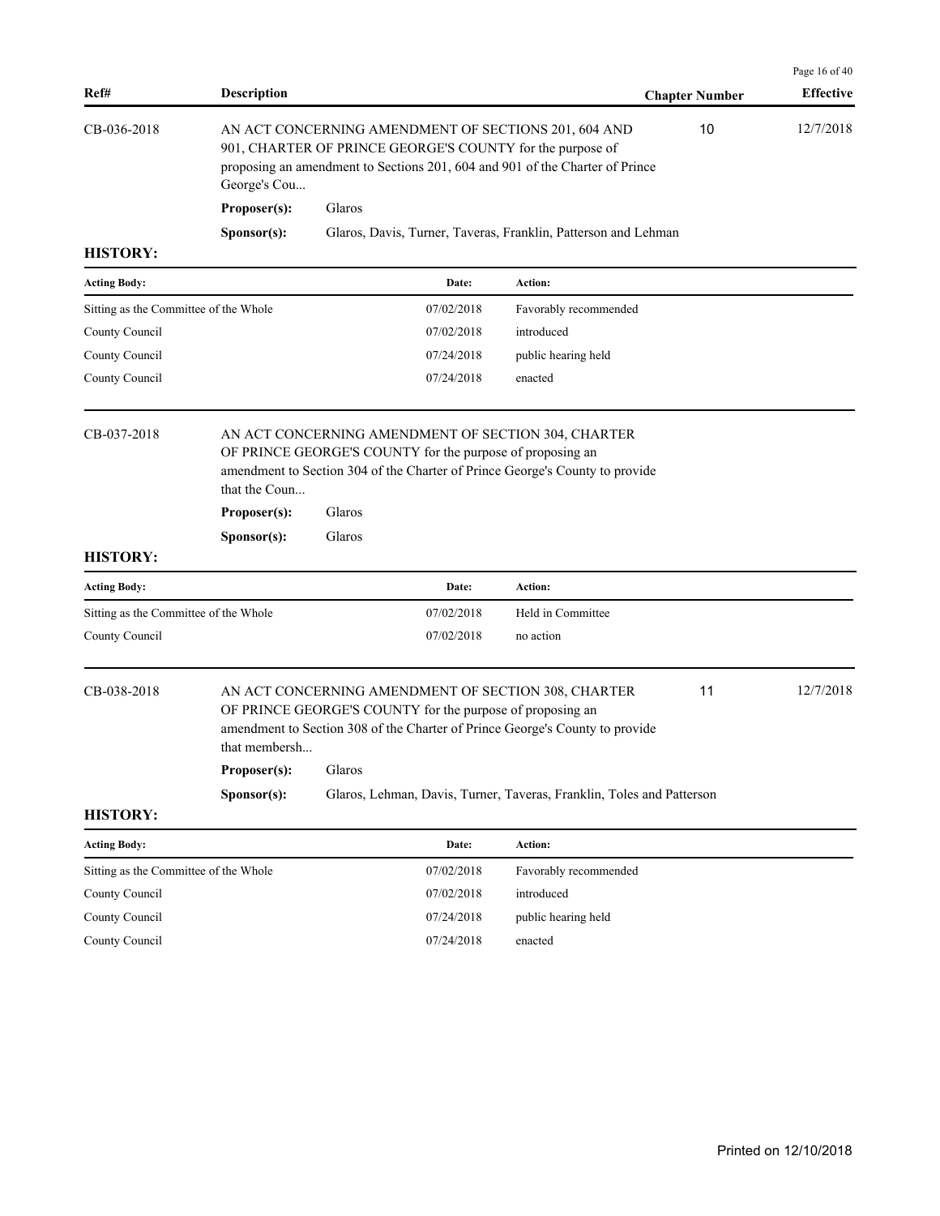| Ref# | Description | Chapter Number | Effective |
|---|---|---|---|
| CB-036-2018 | AN ACT CONCERNING AMENDMENT OF SECTIONS 201, 604 AND 901, CHARTER OF PRINCE GEORGE'S COUNTY for the purpose of proposing an amendment to Sections 201, 604 and 901 of the Charter of Prince George's Cou... | 10 | 12/7/2018 |

**Proposer(s):** Glaros

**Sponsor(s):** Glaros, Davis, Turner, Taveras, Franklin, Patterson and Lehman

**HISTORY:**

| Acting Body: | Date: | Action: |
|---|---|---|
| Sitting as the Committee of the Whole | 07/02/2018 | Favorably recommended |
| County Council | 07/02/2018 | introduced |
| County Council | 07/24/2018 | public hearing held |
| County Council | 07/24/2018 | enacted |

| Ref# | Description | Chapter Number | Effective |
|---|---|---|---|
| CB-037-2018 | AN ACT CONCERNING AMENDMENT OF SECTION 304, CHARTER OF PRINCE GEORGE'S COUNTY for the purpose of proposing an amendment to Section 304 of the Charter of Prince George's County to provide that the Coun... | | |

**Proposer(s):** Glaros

**Sponsor(s):** Glaros

**HISTORY:**

| Acting Body: | Date: | Action: |
|---|---|---|
| Sitting as the Committee of the Whole | 07/02/2018 | Held in Committee |
| County Council | 07/02/2018 | no action |

| Ref# | Description | Chapter Number | Effective |
|---|---|---|---|
| CB-038-2018 | AN ACT CONCERNING AMENDMENT OF SECTION 308, CHARTER OF PRINCE GEORGE'S COUNTY for the purpose of proposing an amendment to Section 308 of the Charter of Prince George's County to provide that membersh... | 11 | 12/7/2018 |

**Proposer(s):** Glaros

**Sponsor(s):** Glaros, Lehman, Davis, Turner, Taveras, Franklin, Toles and Patterson

**HISTORY:**

| Acting Body: | Date: | Action: |
|---|---|---|
| Sitting as the Committee of the Whole | 07/02/2018 | Favorably recommended |
| County Council | 07/02/2018 | introduced |
| County Council | 07/24/2018 | public hearing held |
| County Council | 07/24/2018 | enacted |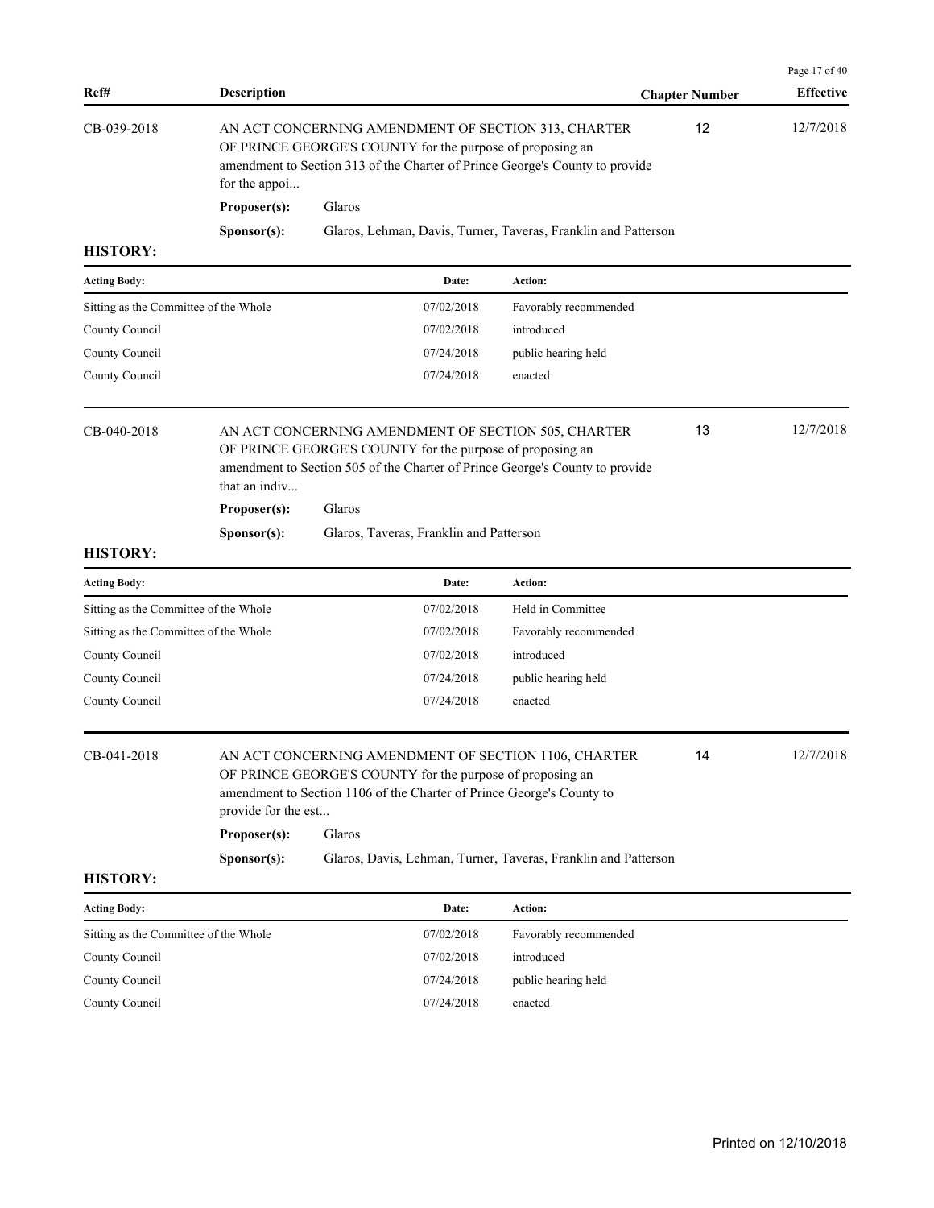| Ref# | Description | Chapter Number | Effective |
|---|---|---|---|
| CB-039-2018 | AN ACT CONCERNING AMENDMENT OF SECTION 313, CHARTER OF PRINCE GEORGE'S COUNTY for the purpose of proposing an amendment to Section 313 of the Charter of Prince George's County to provide for the appoi... | 12 | 12/7/2018 |

**Proposer(s):** Glaros

**Sponsor(s):** Glaros, Lehman, Davis, Turner, Taveras, Franklin and Patterson

**HISTORY:**

| Acting Body: | Date: | Action: |
|---|---|---|
| Sitting as the Committee of the Whole | 07/02/2018 | Favorably recommended |
| County Council | 07/02/2018 | introduced |
| County Council | 07/24/2018 | public hearing held |
| County Council | 07/24/2018 | enacted |

| Ref# | Description | Chapter Number | Effective |
|---|---|---|---|
| CB-040-2018 | AN ACT CONCERNING AMENDMENT OF SECTION 505, CHARTER OF PRINCE GEORGE'S COUNTY for the purpose of proposing an amendment to Section 505 of the Charter of Prince George's County to provide that an indiv... | 13 | 12/7/2018 |

**Proposer(s):** Glaros

**Sponsor(s):** Glaros, Taveras, Franklin and Patterson

**HISTORY:**

| Acting Body: | Date: | Action: |
|---|---|---|
| Sitting as the Committee of the Whole | 07/02/2018 | Held in Committee |
| Sitting as the Committee of the Whole | 07/02/2018 | Favorably recommended |
| County Council | 07/02/2018 | introduced |
| County Council | 07/24/2018 | public hearing held |
| County Council | 07/24/2018 | enacted |

| Ref# | Description | Chapter Number | Effective |
|---|---|---|---|
| CB-041-2018 | AN ACT CONCERNING AMENDMENT OF SECTION 1106, CHARTER OF PRINCE GEORGE'S COUNTY for the purpose of proposing an amendment to Section 1106 of the Charter of Prince George's County to provide for the est... | 14 | 12/7/2018 |

**Proposer(s):** Glaros

**Sponsor(s):** Glaros, Davis, Lehman, Turner, Taveras, Franklin and Patterson

**HISTORY:**

| Acting Body: | Date: | Action: |
|---|---|---|
| Sitting as the Committee of the Whole | 07/02/2018 | Favorably recommended |
| County Council | 07/02/2018 | introduced |
| County Council | 07/24/2018 | public hearing held |
| County Council | 07/24/2018 | enacted |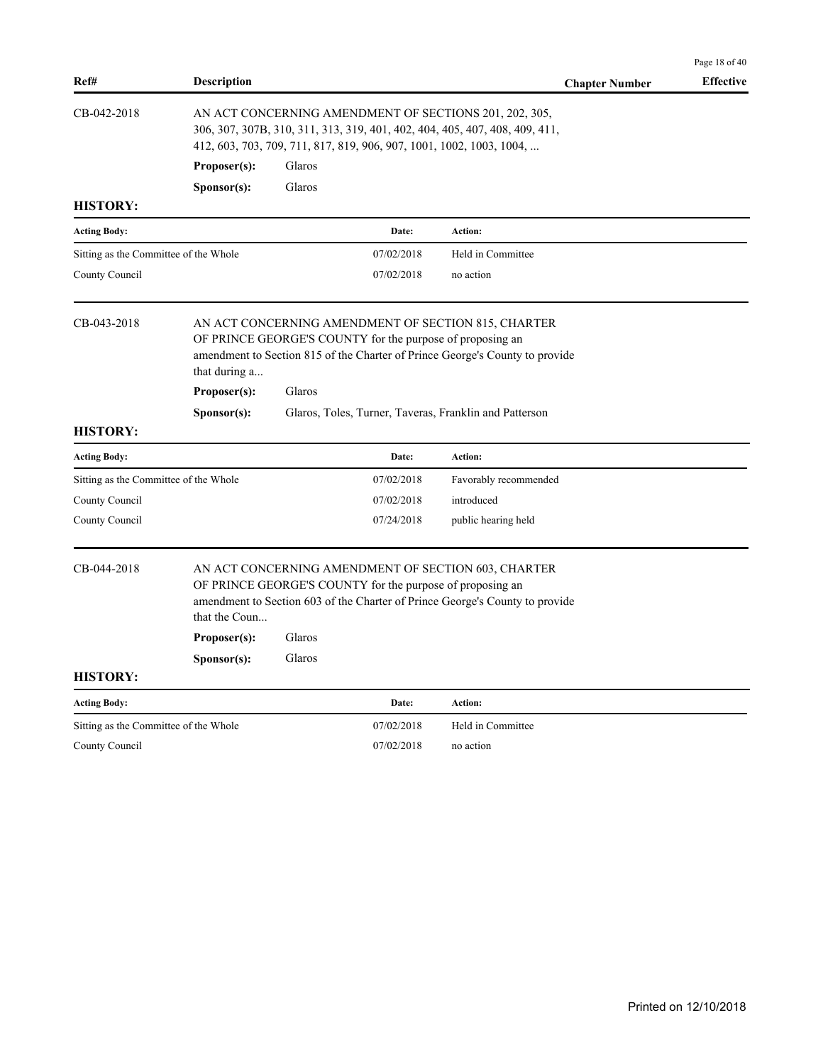| Ref# | Description | Chapter Number | Effective |
|---|---|---|---|

**CB-042-2018**

AN ACT CONCERNING AMENDMENT OF SECTIONS 201, 202, 305, 306, 307, 307B, 310, 311, 313, 319, 401, 402, 404, 405, 407, 408, 409, 411, 412, 603, 703, 709, 711, 817, 819, 906, 907, 1001, 1002, 1003, 1004, ...

**Proposer(s):** Glaros

**Sponsor(s):** Glaros

**HISTORY:**

| Acting Body: | Date: | Action: |
|---|---|---|
| Sitting as the Committee of the Whole | 07/02/2018 | Held in Committee |
| County Council | 07/02/2018 | no action |

**CB-043-2018**

AN ACT CONCERNING AMENDMENT OF SECTION 815, CHARTER OF PRINCE GEORGE'S COUNTY for the purpose of proposing an amendment to Section 815 of the Charter of Prince George's County to provide that during a...

**Proposer(s):** Glaros

**Sponsor(s):** Glaros, Toles, Turner, Taveras, Franklin and Patterson

**HISTORY:**

| Acting Body: | Date: | Action: |
|---|---|---|
| Sitting as the Committee of the Whole | 07/02/2018 | Favorably recommended |
| County Council | 07/02/2018 | introduced |
| County Council | 07/24/2018 | public hearing held |

**CB-044-2018**

AN ACT CONCERNING AMENDMENT OF SECTION 603, CHARTER OF PRINCE GEORGE'S COUNTY for the purpose of proposing an amendment to Section 603 of the Charter of Prince George's County to provide that the Coun...

**Proposer(s):** Glaros

**Sponsor(s):** Glaros

**HISTORY:**

| Acting Body: | Date: | Action: |
|---|---|---|
| Sitting as the Committee of the Whole | 07/02/2018 | Held in Committee |
| County Council | 07/02/2018 | no action |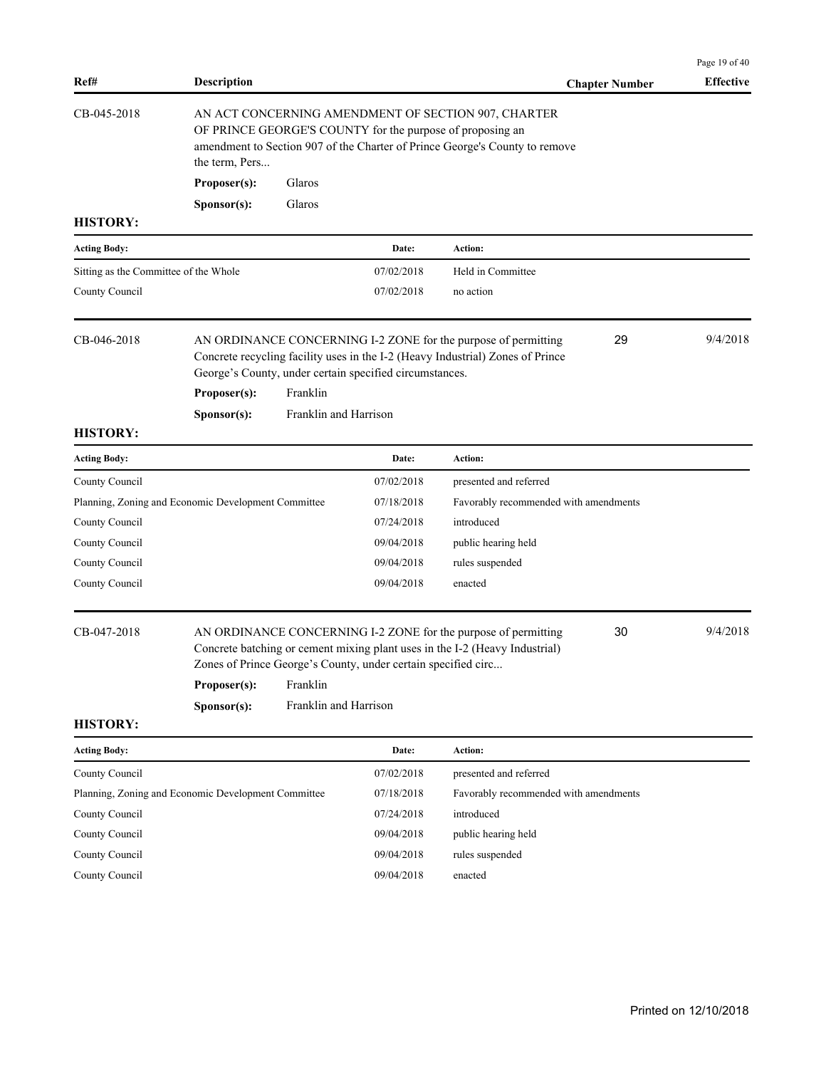| Ref# | Description | Chapter Number | Effective |
|---|---|---|---|

**CB-045-2018**

AN ACT CONCERNING AMENDMENT OF SECTION 907, CHARTER OF PRINCE GEORGE'S COUNTY for the purpose of proposing an amendment to Section 907 of the Charter of Prince George's County to remove the term, Pers...

**Proposer(s):** Glaros

**Sponsor(s):** Glaros

**HISTORY:**

| Acting Body: | Date: | Action: |
|---|---|---|
| Sitting as the Committee of the Whole | 07/02/2018 | Held in Committee |
| County Council | 07/02/2018 | no action |

**CB-046-2018** — Chapter Number: 29 — Effective: 9/4/2018

AN ORDINANCE CONCERNING I-2 ZONE for the purpose of permitting Concrete recycling facility uses in the I-2 (Heavy Industrial) Zones of Prince George's County, under certain specified circumstances.

**Proposer(s):** Franklin

**Sponsor(s):** Franklin and Harrison

**HISTORY:**

| Acting Body: | Date: | Action: |
|---|---|---|
| County Council | 07/02/2018 | presented and referred |
| Planning, Zoning and Economic Development Committee | 07/18/2018 | Favorably recommended with amendments |
| County Council | 07/24/2018 | introduced |
| County Council | 09/04/2018 | public hearing held |
| County Council | 09/04/2018 | rules suspended |
| County Council | 09/04/2018 | enacted |

**CB-047-2018** — Chapter Number: 30 — Effective: 9/4/2018

AN ORDINANCE CONCERNING I-2 ZONE for the purpose of permitting Concrete batching or cement mixing plant uses in the I-2 (Heavy Industrial) Zones of Prince George's County, under certain specified circ...

**Proposer(s):** Franklin

**Sponsor(s):** Franklin and Harrison

**HISTORY:**

| Acting Body: | Date: | Action: |
|---|---|---|
| County Council | 07/02/2018 | presented and referred |
| Planning, Zoning and Economic Development Committee | 07/18/2018 | Favorably recommended with amendments |
| County Council | 07/24/2018 | introduced |
| County Council | 09/04/2018 | public hearing held |
| County Council | 09/04/2018 | rules suspended |
| County Council | 09/04/2018 | enacted |

Printed on 12/10/2018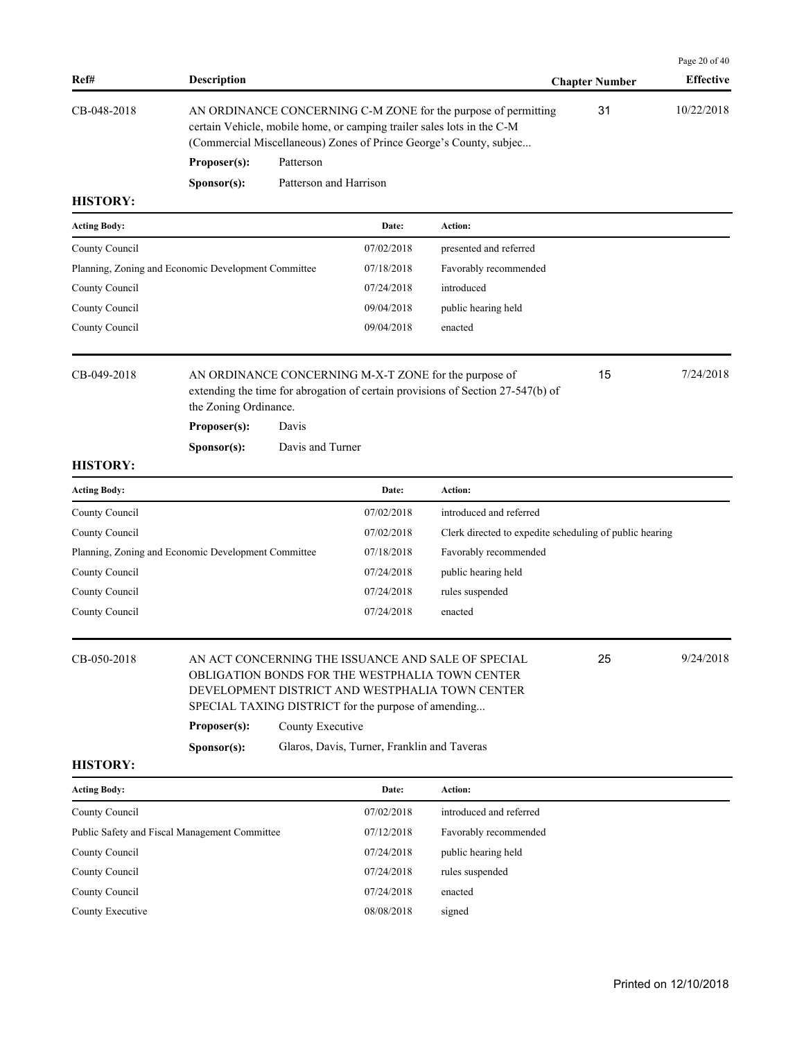| Ref# | Description | Chapter Number | Effective |
|---|---|---|---|
| CB-048-2018 | AN ORDINANCE CONCERNING C-M ZONE for the purpose of permitting certain Vehicle, mobile home, or camping trailer sales lots in the C-M (Commercial Miscellaneous) Zones of Prince George's County, subjec... | 31 | 10/22/2018 |

**Proposer(s):** Patterson

**Sponsor(s):** Patterson and Harrison

**HISTORY:**

| Acting Body: | Date: | Action: |
|---|---|---|
| County Council | 07/02/2018 | presented and referred |
| Planning, Zoning and Economic Development Committee | 07/18/2018 | Favorably recommended |
| County Council | 07/24/2018 | introduced |
| County Council | 09/04/2018 | public hearing held |
| County Council | 09/04/2018 | enacted |

| Ref# | Description | Chapter Number | Effective |
|---|---|---|---|
| CB-049-2018 | AN ORDINANCE CONCERNING M-X-T ZONE for the purpose of extending the time for abrogation of certain provisions of Section 27-547(b) of the Zoning Ordinance. | 15 | 7/24/2018 |

**Proposer(s):** Davis

**Sponsor(s):** Davis and Turner

**HISTORY:**

| Acting Body: | Date: | Action: |
|---|---|---|
| County Council | 07/02/2018 | introduced and referred |
| County Council | 07/02/2018 | Clerk directed to expedite scheduling of public hearing |
| Planning, Zoning and Economic Development Committee | 07/18/2018 | Favorably recommended |
| County Council | 07/24/2018 | public hearing held |
| County Council | 07/24/2018 | rules suspended |
| County Council | 07/24/2018 | enacted |

| Ref# | Description | Chapter Number | Effective |
|---|---|---|---|
| CB-050-2018 | AN ACT CONCERNING THE ISSUANCE AND SALE OF SPECIAL OBLIGATION BONDS FOR THE WESTPHALIA TOWN CENTER DEVELOPMENT DISTRICT AND WESTPHALIA TOWN CENTER SPECIAL TAXING DISTRICT for the purpose of amending... | 25 | 9/24/2018 |

**Proposer(s):** County Executive

**Sponsor(s):** Glaros, Davis, Turner, Franklin and Taveras

**HISTORY:**

| Acting Body: | Date: | Action: |
|---|---|---|
| County Council | 07/02/2018 | introduced and referred |
| Public Safety and Fiscal Management Committee | 07/12/2018 | Favorably recommended |
| County Council | 07/24/2018 | public hearing held |
| County Council | 07/24/2018 | rules suspended |
| County Council | 07/24/2018 | enacted |
| County Executive | 08/08/2018 | signed |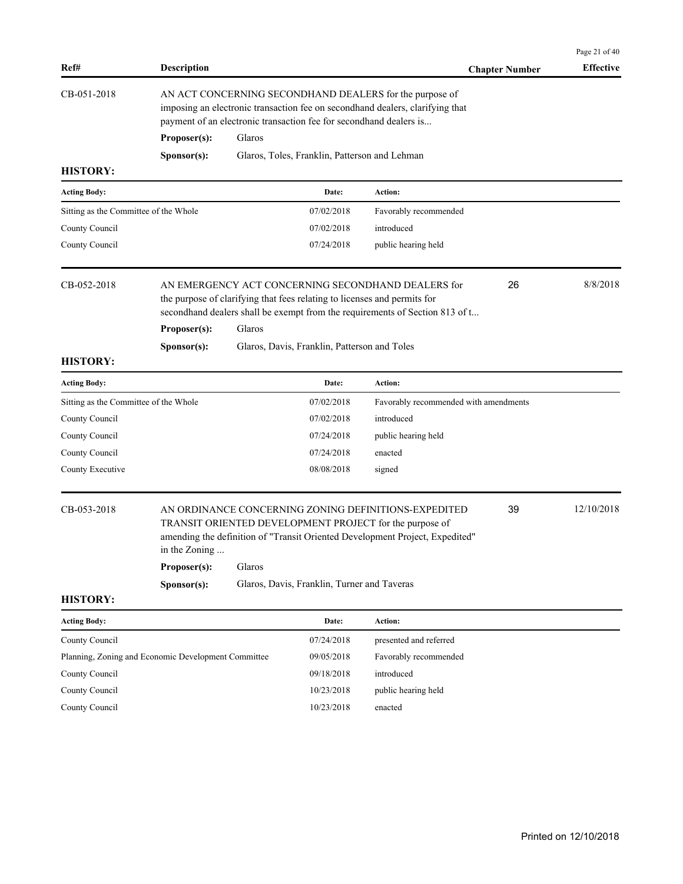| Ref# | Description | Chapter Number | Effective |
|---|---|---|---|

**CB-051-2018** AN ACT CONCERNING SECONDHAND DEALERS for the purpose of imposing an electronic transaction fee on secondhand dealers, clarifying that payment of an electronic transaction fee for secondhand dealers is...

**Proposer(s):** Glaros

**Sponsor(s):** Glaros, Toles, Franklin, Patterson and Lehman

**HISTORY:**

| Acting Body: | Date: | Action: |
|---|---|---|
| Sitting as the Committee of the Whole | 07/02/2018 | Favorably recommended |
| County Council | 07/02/2018 | introduced |
| County Council | 07/24/2018 | public hearing held |

**CB-052-2018** AN EMERGENCY ACT CONCERNING SECONDHAND DEALERS for the purpose of clarifying that fees relating to licenses and permits for secondhand dealers shall be exempt from the requirements of Section 813 of t... — Chapter Number: 26 — Effective: 8/8/2018

**Proposer(s):** Glaros

**Sponsor(s):** Glaros, Davis, Franklin, Patterson and Toles

**HISTORY:**

| Acting Body: | Date: | Action: |
|---|---|---|
| Sitting as the Committee of the Whole | 07/02/2018 | Favorably recommended with amendments |
| County Council | 07/02/2018 | introduced |
| County Council | 07/24/2018 | public hearing held |
| County Council | 07/24/2018 | enacted |
| County Executive | 08/08/2018 | signed |

**CB-053-2018** AN ORDINANCE CONCERNING ZONING DEFINITIONS-EXPEDITED TRANSIT ORIENTED DEVELOPMENT PROJECT for the purpose of amending the definition of "Transit Oriented Development Project, Expedited" in the Zoning ... — Chapter Number: 39 — Effective: 12/10/2018

**Proposer(s):** Glaros

**Sponsor(s):** Glaros, Davis, Franklin, Turner and Taveras

**HISTORY:**

| Acting Body: | Date: | Action: |
|---|---|---|
| County Council | 07/24/2018 | presented and referred |
| Planning, Zoning and Economic Development Committee | 09/05/2018 | Favorably recommended |
| County Council | 09/18/2018 | introduced |
| County Council | 10/23/2018 | public hearing held |
| County Council | 10/23/2018 | enacted |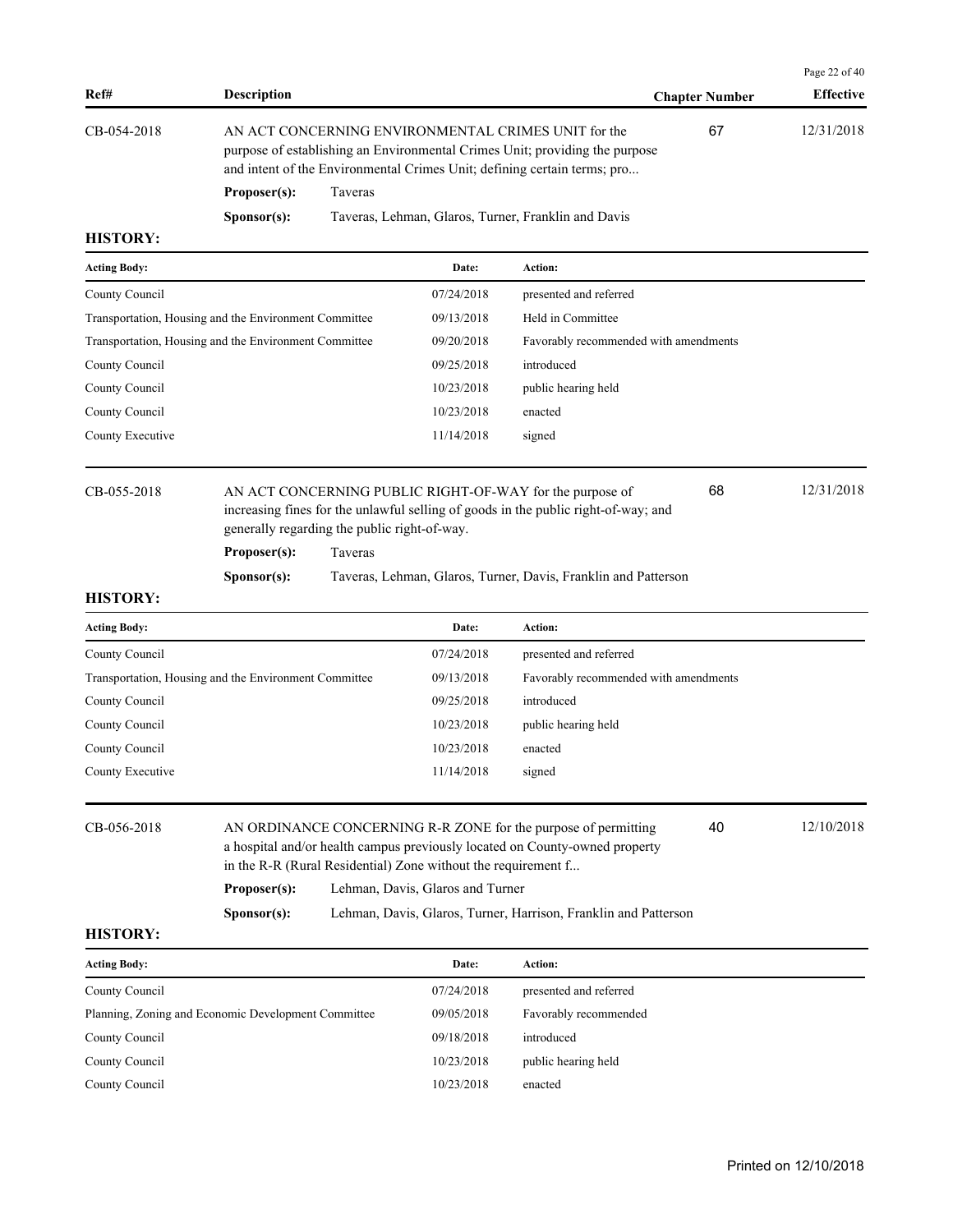| Ref# | Description | Chapter Number | Effective |
|---|---|---|---|
| CB-054-2018 | AN ACT CONCERNING ENVIRONMENTAL CRIMES UNIT for the purpose of establishing an Environmental Crimes Unit; providing the purpose and intent of the Environmental Crimes Unit; defining certain terms; pro... | 67 | 12/31/2018 |

**Proposer(s):** Taveras

**Sponsor(s):** Taveras, Lehman, Glaros, Turner, Franklin and Davis

**HISTORY:**

| Acting Body: | Date: | Action: |
|---|---|---|
| County Council | 07/24/2018 | presented and referred |
| Transportation, Housing and the Environment Committee | 09/13/2018 | Held in Committee |
| Transportation, Housing and the Environment Committee | 09/20/2018 | Favorably recommended with amendments |
| County Council | 09/25/2018 | introduced |
| County Council | 10/23/2018 | public hearing held |
| County Council | 10/23/2018 | enacted |
| County Executive | 11/14/2018 | signed |

| Ref# | Description | Chapter Number | Effective |
|---|---|---|---|
| CB-055-2018 | AN ACT CONCERNING PUBLIC RIGHT-OF-WAY for the purpose of increasing fines for the unlawful selling of goods in the public right-of-way; and generally regarding the public right-of-way. | 68 | 12/31/2018 |

**Proposer(s):** Taveras

**Sponsor(s):** Taveras, Lehman, Glaros, Turner, Davis, Franklin and Patterson

**HISTORY:**

| Acting Body: | Date: | Action: |
|---|---|---|
| County Council | 07/24/2018 | presented and referred |
| Transportation, Housing and the Environment Committee | 09/13/2018 | Favorably recommended with amendments |
| County Council | 09/25/2018 | introduced |
| County Council | 10/23/2018 | public hearing held |
| County Council | 10/23/2018 | enacted |
| County Executive | 11/14/2018 | signed |

| Ref# | Description | Chapter Number | Effective |
|---|---|---|---|
| CB-056-2018 | AN ORDINANCE CONCERNING R-R ZONE for the purpose of permitting a hospital and/or health campus previously located on County-owned property in the R-R (Rural Residential) Zone without the requirement f... | 40 | 12/10/2018 |

**Proposer(s):** Lehman, Davis, Glaros and Turner

**Sponsor(s):** Lehman, Davis, Glaros, Turner, Harrison, Franklin and Patterson

**HISTORY:**

| Acting Body: | Date: | Action: |
|---|---|---|
| County Council | 07/24/2018 | presented and referred |
| Planning, Zoning and Economic Development Committee | 09/05/2018 | Favorably recommended |
| County Council | 09/18/2018 | introduced |
| County Council | 10/23/2018 | public hearing held |
| County Council | 10/23/2018 | enacted |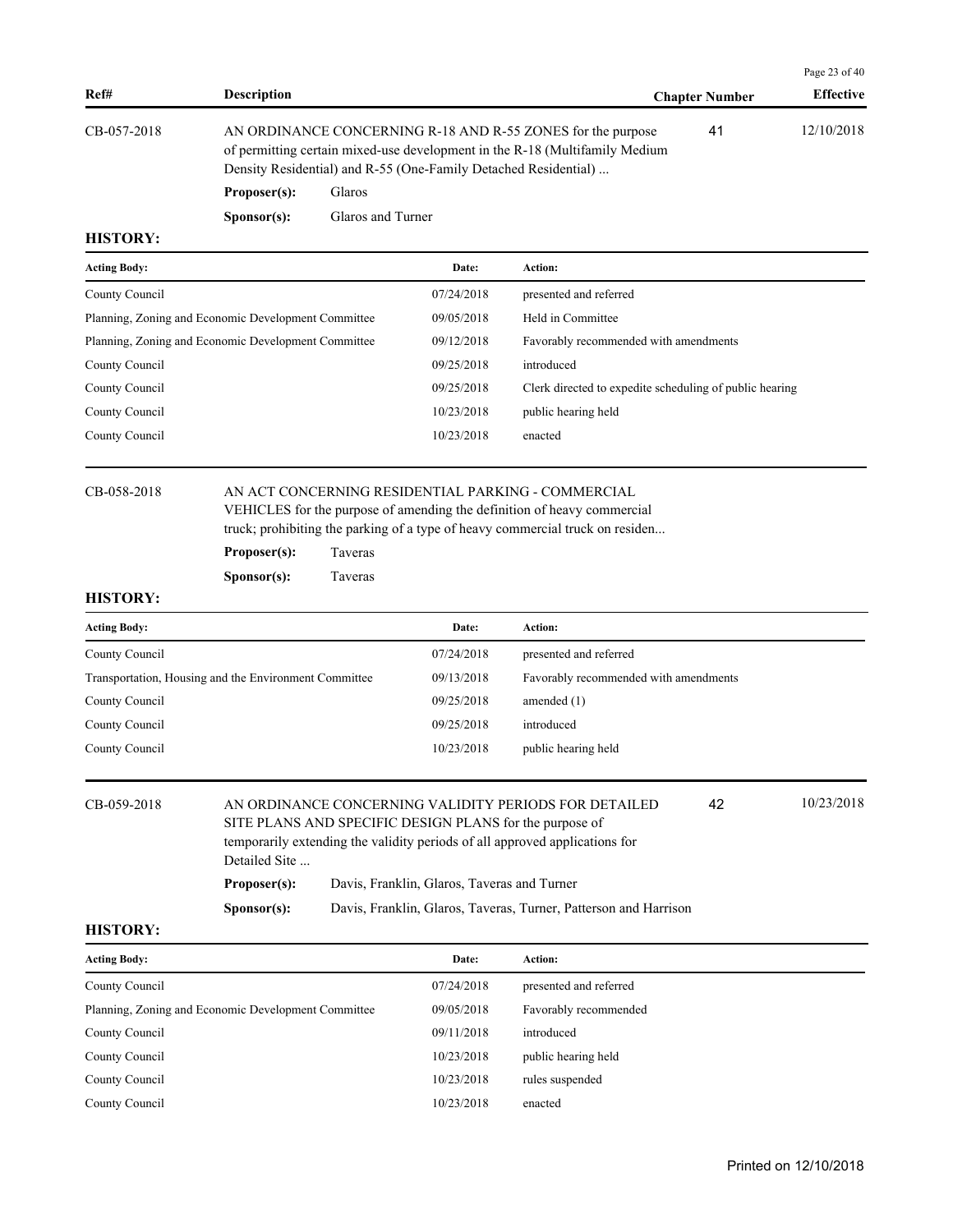| Ref# | Description | Chapter Number | Effective |
|---|---|---|---|
| CB-057-2018 | AN ORDINANCE CONCERNING R-18 AND R-55 ZONES for the purpose of permitting certain mixed-use development in the R-18 (Multifamily Medium Density Residential) and R-55 (One-Family Detached Residential) ... | 41 | 12/10/2018 |

**Proposer(s):** Glaros

**Sponsor(s):** Glaros and Turner

**HISTORY:**

| Acting Body: | Date: | Action: |
|---|---|---|
| County Council | 07/24/2018 | presented and referred |
| Planning, Zoning and Economic Development Committee | 09/05/2018 | Held in Committee |
| Planning, Zoning and Economic Development Committee | 09/12/2018 | Favorably recommended with amendments |
| County Council | 09/25/2018 | introduced |
| County Council | 09/25/2018 | Clerk directed to expedite scheduling of public hearing |
| County Council | 10/23/2018 | public hearing held |
| County Council | 10/23/2018 | enacted |

| Ref# | Description | Chapter Number | Effective |
|---|---|---|---|
| CB-058-2018 | AN ACT CONCERNING RESIDENTIAL PARKING - COMMERCIAL VEHICLES for the purpose of amending the definition of heavy commercial truck; prohibiting the parking of a type of heavy commercial truck on residen... | | |

**Proposer(s):** Taveras

**Sponsor(s):** Taveras

**HISTORY:**

| Acting Body: | Date: | Action: |
|---|---|---|
| County Council | 07/24/2018 | presented and referred |
| Transportation, Housing and the Environment Committee | 09/13/2018 | Favorably recommended with amendments |
| County Council | 09/25/2018 | amended (1) |
| County Council | 09/25/2018 | introduced |
| County Council | 10/23/2018 | public hearing held |

| Ref# | Description | Chapter Number | Effective |
|---|---|---|---|
| CB-059-2018 | AN ORDINANCE CONCERNING VALIDITY PERIODS FOR DETAILED SITE PLANS AND SPECIFIC DESIGN PLANS for the purpose of temporarily extending the validity periods of all approved applications for Detailed Site ... | 42 | 10/23/2018 |

**Proposer(s):** Davis, Franklin, Glaros, Taveras and Turner

**Sponsor(s):** Davis, Franklin, Glaros, Taveras, Turner, Patterson and Harrison

**HISTORY:**

| Acting Body: | Date: | Action: |
|---|---|---|
| County Council | 07/24/2018 | presented and referred |
| Planning, Zoning and Economic Development Committee | 09/05/2018 | Favorably recommended |
| County Council | 09/11/2018 | introduced |
| County Council | 10/23/2018 | public hearing held |
| County Council | 10/23/2018 | rules suspended |
| County Council | 10/23/2018 | enacted |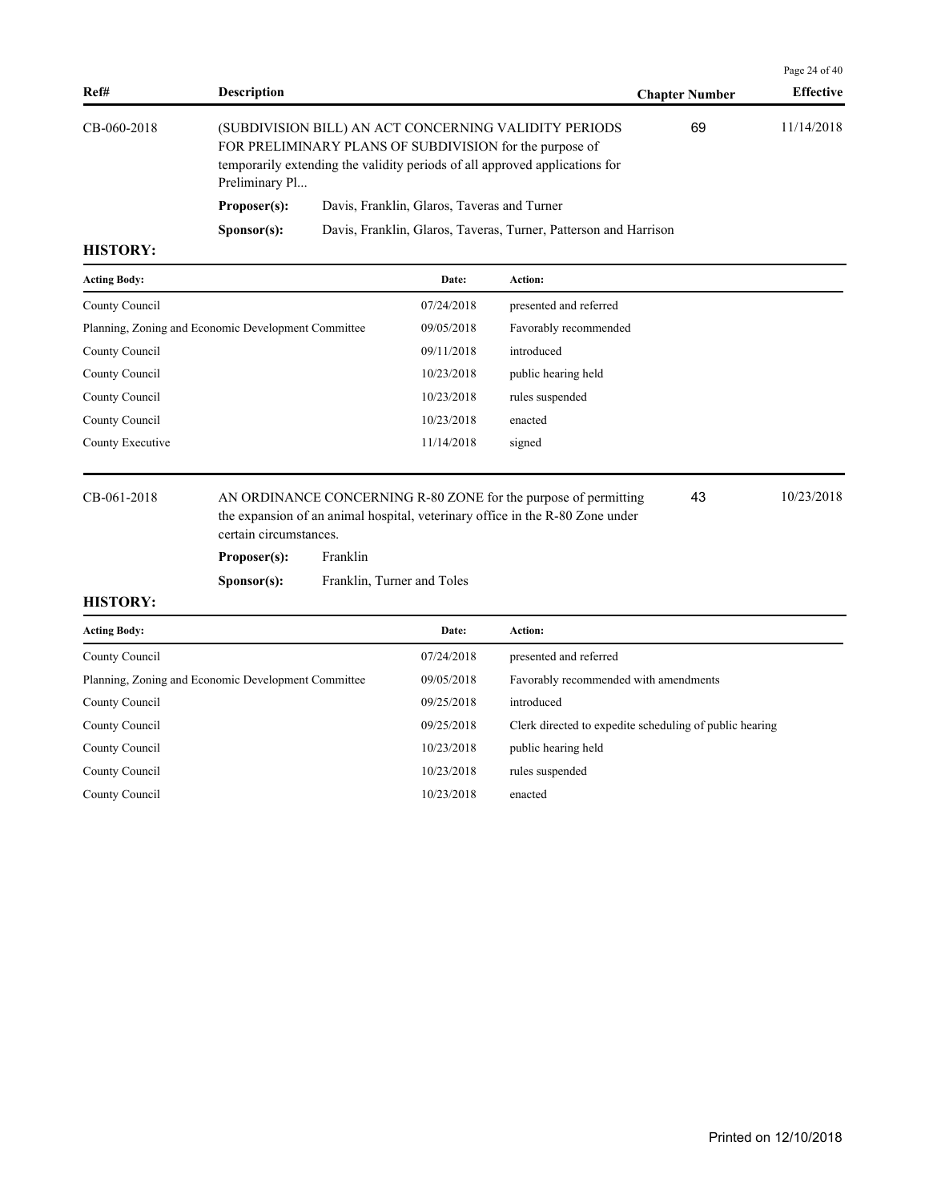| Ref# | Description | Chapter Number | Effective |
|---|---|---|---|
| CB-060-2018 | (SUBDIVISION BILL) AN ACT CONCERNING VALIDITY PERIODS FOR PRELIMINARY PLANS OF SUBDIVISION for the purpose of temporarily extending the validity periods of all approved applications for Preliminary Pl... | 69 | 11/14/2018 |

**Proposer(s):** Davis, Franklin, Glaros, Taveras and Turner

**Sponsor(s):** Davis, Franklin, Glaros, Taveras, Turner, Patterson and Harrison

**HISTORY:**

| Acting Body: | Date: | Action: |
|---|---|---|
| County Council | 07/24/2018 | presented and referred |
| Planning, Zoning and Economic Development Committee | 09/05/2018 | Favorably recommended |
| County Council | 09/11/2018 | introduced |
| County Council | 10/23/2018 | public hearing held |
| County Council | 10/23/2018 | rules suspended |
| County Council | 10/23/2018 | enacted |
| County Executive | 11/14/2018 | signed |

| Ref# | Description | Chapter Number | Effective |
|---|---|---|---|
| CB-061-2018 | AN ORDINANCE CONCERNING R-80 ZONE for the purpose of permitting the expansion of an animal hospital, veterinary office in the R-80 Zone under certain circumstances. | 43 | 10/23/2018 |

**Proposer(s):** Franklin

**Sponsor(s):** Franklin, Turner and Toles

**HISTORY:**

| Acting Body: | Date: | Action: |
|---|---|---|
| County Council | 07/24/2018 | presented and referred |
| Planning, Zoning and Economic Development Committee | 09/05/2018 | Favorably recommended with amendments |
| County Council | 09/25/2018 | introduced |
| County Council | 09/25/2018 | Clerk directed to expedite scheduling of public hearing |
| County Council | 10/23/2018 | public hearing held |
| County Council | 10/23/2018 | rules suspended |
| County Council | 10/23/2018 | enacted |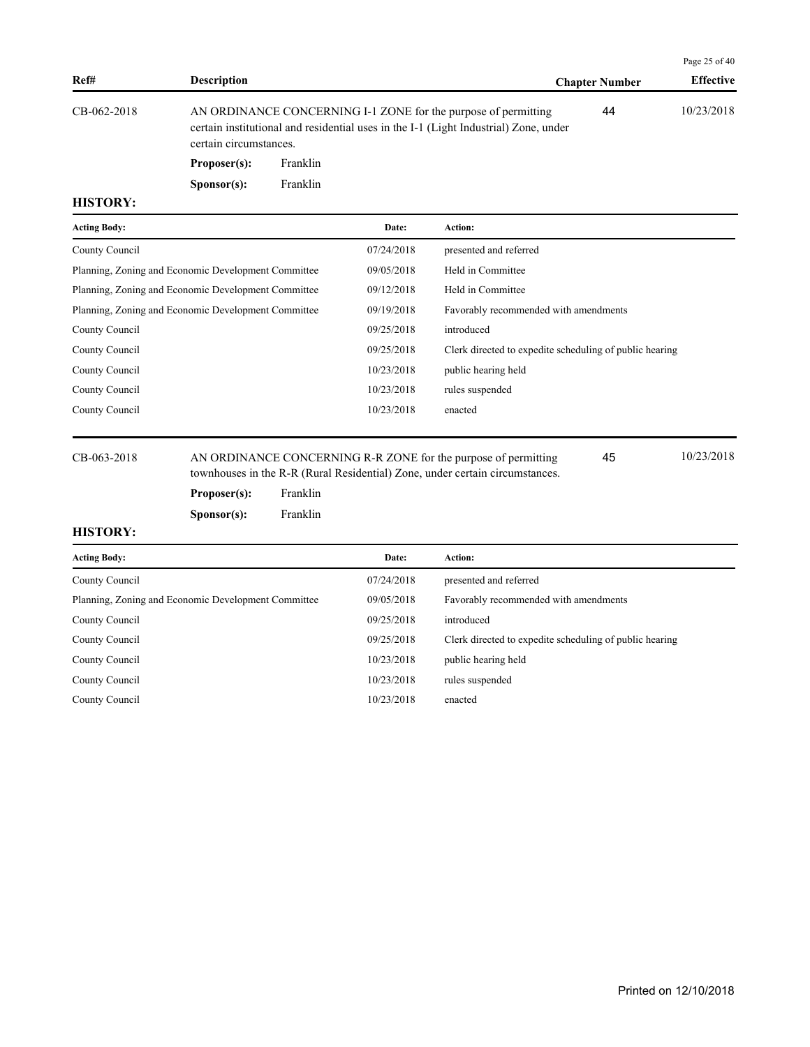| Ref# | Description | Chapter Number | Effective |
|---|---|---|---|
| CB-062-2018 | AN ORDINANCE CONCERNING I-1 ZONE for the purpose of permitting certain institutional and residential uses in the I-1 (Light Industrial) Zone, under certain circumstances. | 44 | 10/23/2018 |

**Proposer(s):** Franklin

**Sponsor(s):** Franklin

**HISTORY:**

| Acting Body: | Date: | Action: |
|---|---|---|
| County Council | 07/24/2018 | presented and referred |
| Planning, Zoning and Economic Development Committee | 09/05/2018 | Held in Committee |
| Planning, Zoning and Economic Development Committee | 09/12/2018 | Held in Committee |
| Planning, Zoning and Economic Development Committee | 09/19/2018 | Favorably recommended with amendments |
| County Council | 09/25/2018 | introduced |
| County Council | 09/25/2018 | Clerk directed to expedite scheduling of public hearing |
| County Council | 10/23/2018 | public hearing held |
| County Council | 10/23/2018 | rules suspended |
| County Council | 10/23/2018 | enacted |

| Ref# | Description | Chapter Number | Effective |
|---|---|---|---|
| CB-063-2018 | AN ORDINANCE CONCERNING R-R ZONE for the purpose of permitting townhouses in the R-R (Rural Residential) Zone, under certain circumstances. | 45 | 10/23/2018 |

**Proposer(s):** Franklin

**Sponsor(s):** Franklin

**HISTORY:**

| Acting Body: | Date: | Action: |
|---|---|---|
| County Council | 07/24/2018 | presented and referred |
| Planning, Zoning and Economic Development Committee | 09/05/2018 | Favorably recommended with amendments |
| County Council | 09/25/2018 | introduced |
| County Council | 09/25/2018 | Clerk directed to expedite scheduling of public hearing |
| County Council | 10/23/2018 | public hearing held |
| County Council | 10/23/2018 | rules suspended |
| County Council | 10/23/2018 | enacted |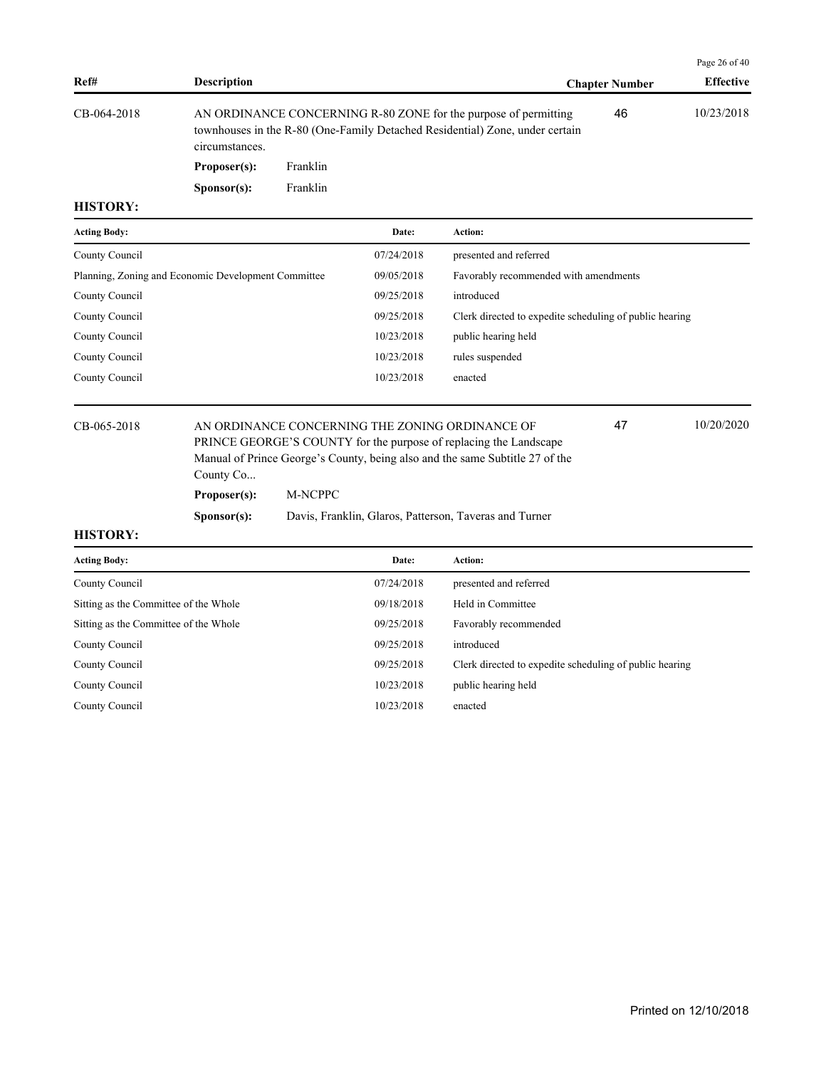| Ref# | Description | Chapter Number | Effective |
|---|---|---|---|
| CB-064-2018 | AN ORDINANCE CONCERNING R-80 ZONE for the purpose of permitting townhouses in the R-80 (One-Family Detached Residential) Zone, under certain circumstances. | 46 | 10/23/2018 |

**Proposer(s):** Franklin

**Sponsor(s):** Franklin

**HISTORY:**

| Acting Body: | Date: | Action: |
|---|---|---|
| County Council | 07/24/2018 | presented and referred |
| Planning, Zoning and Economic Development Committee | 09/05/2018 | Favorably recommended with amendments |
| County Council | 09/25/2018 | introduced |
| County Council | 09/25/2018 | Clerk directed to expedite scheduling of public hearing |
| County Council | 10/23/2018 | public hearing held |
| County Council | 10/23/2018 | rules suspended |
| County Council | 10/23/2018 | enacted |

| Ref# | Description | Chapter Number | Effective |
|---|---|---|---|
| CB-065-2018 | AN ORDINANCE CONCERNING THE ZONING ORDINANCE OF PRINCE GEORGE'S COUNTY for the purpose of replacing the Landscape Manual of Prince George's County, being also and the same Subtitle 27 of the County Co... | 47 | 10/20/2020 |

**Proposer(s):** M-NCPPC

**Sponsor(s):** Davis, Franklin, Glaros, Patterson, Taveras and Turner

**HISTORY:**

| Acting Body: | Date: | Action: |
|---|---|---|
| County Council | 07/24/2018 | presented and referred |
| Sitting as the Committee of the Whole | 09/18/2018 | Held in Committee |
| Sitting as the Committee of the Whole | 09/25/2018 | Favorably recommended |
| County Council | 09/25/2018 | introduced |
| County Council | 09/25/2018 | Clerk directed to expedite scheduling of public hearing |
| County Council | 10/23/2018 | public hearing held |
| County Council | 10/23/2018 | enacted |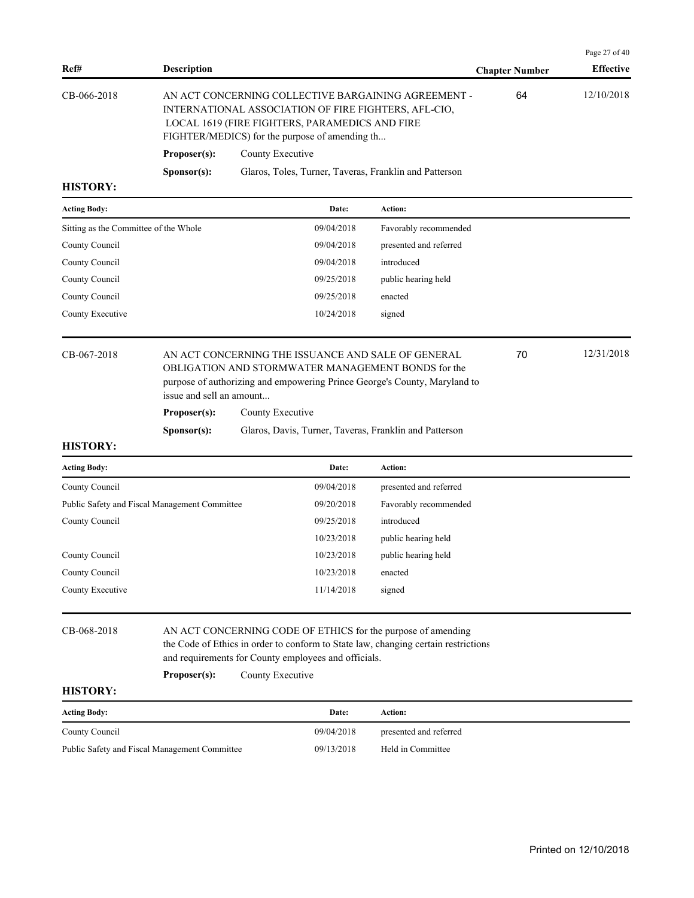| Ref# | Description | Chapter Number | Effective |
|---|---|---|---|
| CB-066-2018 | AN ACT CONCERNING COLLECTIVE BARGAINING AGREEMENT - INTERNATIONAL ASSOCIATION OF FIRE FIGHTERS, AFL-CIO, LOCAL 1619 (FIRE FIGHTERS, PARAMEDICS AND FIRE FIGHTER/MEDICS) for the purpose of amending th... | 64 | 12/10/2018 |

**Proposer(s):** County Executive

**Sponsor(s):** Glaros, Toles, Turner, Taveras, Franklin and Patterson

**HISTORY:**

| Acting Body: | Date: | Action: |
|---|---|---|
| Sitting as the Committee of the Whole | 09/04/2018 | Favorably recommended |
| County Council | 09/04/2018 | presented and referred |
| County Council | 09/04/2018 | introduced |
| County Council | 09/25/2018 | public hearing held |
| County Council | 09/25/2018 | enacted |
| County Executive | 10/24/2018 | signed |

| Ref# | Description | Chapter Number | Effective |
|---|---|---|---|
| CB-067-2018 | AN ACT CONCERNING THE ISSUANCE AND SALE OF GENERAL OBLIGATION AND STORMWATER MANAGEMENT BONDS for the purpose of authorizing and empowering Prince George's County, Maryland to issue and sell an amount... | 70 | 12/31/2018 |

**Proposer(s):** County Executive

**Sponsor(s):** Glaros, Davis, Turner, Taveras, Franklin and Patterson

**HISTORY:**

| Acting Body: | Date: | Action: |
|---|---|---|
| County Council | 09/04/2018 | presented and referred |
| Public Safety and Fiscal Management Committee | 09/20/2018 | Favorably recommended |
| County Council | 09/25/2018 | introduced |
| | 10/23/2018 | public hearing held |
| County Council | 10/23/2018 | public hearing held |
| County Council | 10/23/2018 | enacted |
| County Executive | 11/14/2018 | signed |

| Ref# | Description | Chapter Number | Effective |
|---|---|---|---|
| CB-068-2018 | AN ACT CONCERNING CODE OF ETHICS for the purpose of amending the Code of Ethics in order to conform to State law, changing certain restrictions and requirements for County employees and officials. | | |

**Proposer(s):** County Executive

**HISTORY:**

| Acting Body: | Date: | Action: |
|---|---|---|
| County Council | 09/04/2018 | presented and referred |
| Public Safety and Fiscal Management Committee | 09/13/2018 | Held in Committee |

Printed on 12/10/2018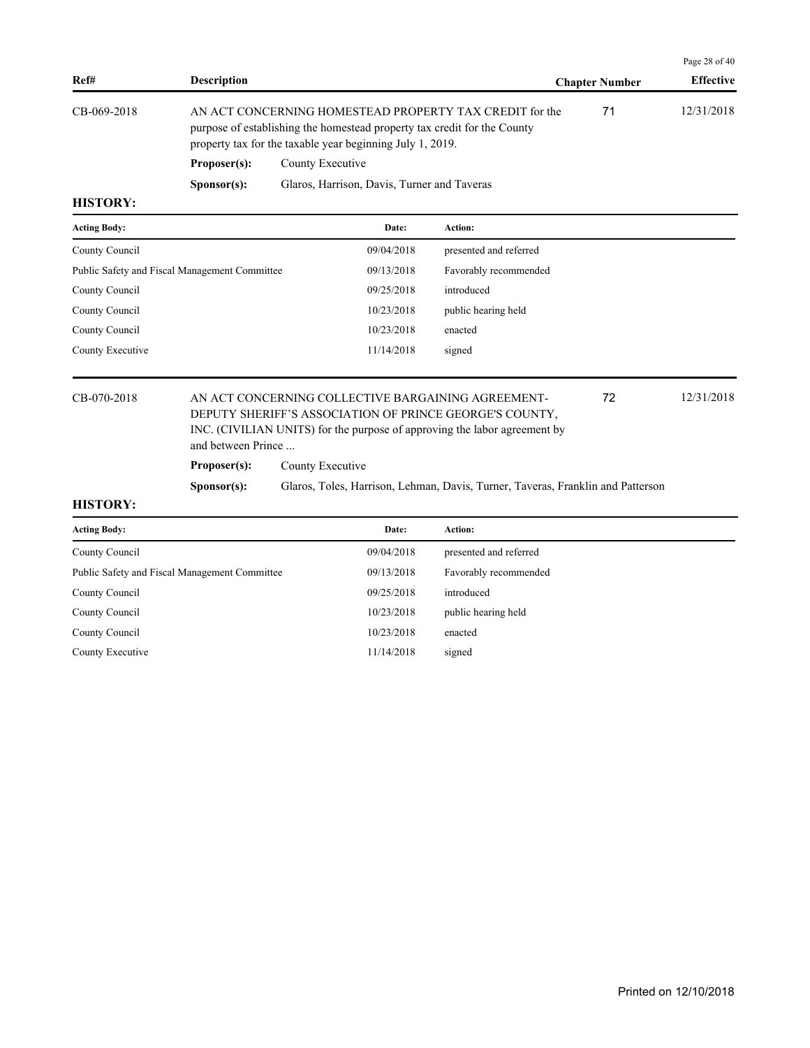| Ref# | Description | Chapter Number | Effective |
|---|---|---|---|
| CB-069-2018 | AN ACT CONCERNING HOMESTEAD PROPERTY TAX CREDIT for the purpose of establishing the homestead property tax credit for the County property tax for the taxable year beginning July 1, 2019. | 71 | 12/31/2018 |

**Proposer(s):** County Executive

**Sponsor(s):** Glaros, Harrison, Davis, Turner and Taveras

**HISTORY:**

| Acting Body: | Date: | Action: |
|---|---|---|
| County Council | 09/04/2018 | presented and referred |
| Public Safety and Fiscal Management Committee | 09/13/2018 | Favorably recommended |
| County Council | 09/25/2018 | introduced |
| County Council | 10/23/2018 | public hearing held |
| County Council | 10/23/2018 | enacted |
| County Executive | 11/14/2018 | signed |

| Ref# | Description | Chapter Number | Effective |
|---|---|---|---|
| CB-070-2018 | AN ACT CONCERNING COLLECTIVE BARGAINING AGREEMENT-DEPUTY SHERIFF'S ASSOCIATION OF PRINCE GEORGE'S COUNTY, INC. (CIVILIAN UNITS) for the purpose of approving the labor agreement by and between Prince ... | 72 | 12/31/2018 |

**Proposer(s):** County Executive

**Sponsor(s):** Glaros, Toles, Harrison, Lehman, Davis, Turner, Taveras, Franklin and Patterson

**HISTORY:**

| Acting Body: | Date: | Action: |
|---|---|---|
| County Council | 09/04/2018 | presented and referred |
| Public Safety and Fiscal Management Committee | 09/13/2018 | Favorably recommended |
| County Council | 09/25/2018 | introduced |
| County Council | 10/23/2018 | public hearing held |
| County Council | 10/23/2018 | enacted |
| County Executive | 11/14/2018 | signed |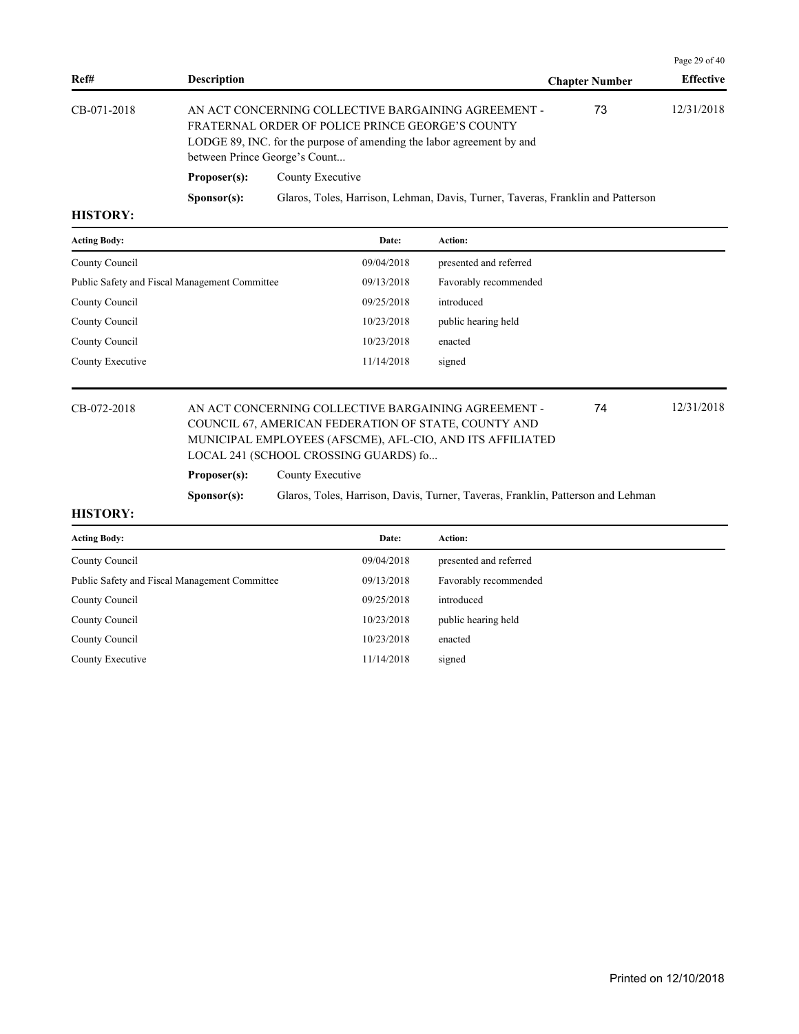| Ref# | Description | Chapter Number | Effective |
|---|---|---|---|
| CB-071-2018 | AN ACT CONCERNING COLLECTIVE BARGAINING AGREEMENT - FRATERNAL ORDER OF POLICE PRINCE GEORGE'S COUNTY LODGE 89, INC. for the purpose of amending the labor agreement by and between Prince George's Count... | 73 | 12/31/2018 |

**Proposer(s):** County Executive

**Sponsor(s):** Glaros, Toles, Harrison, Lehman, Davis, Turner, Taveras, Franklin and Patterson

**HISTORY:**

| Acting Body: | Date: | Action: |
|---|---|---|
| County Council | 09/04/2018 | presented and referred |
| Public Safety and Fiscal Management Committee | 09/13/2018 | Favorably recommended |
| County Council | 09/25/2018 | introduced |
| County Council | 10/23/2018 | public hearing held |
| County Council | 10/23/2018 | enacted |
| County Executive | 11/14/2018 | signed |

| Ref# | Description | Chapter Number | Effective |
|---|---|---|---|
| CB-072-2018 | AN ACT CONCERNING COLLECTIVE BARGAINING AGREEMENT - COUNCIL 67, AMERICAN FEDERATION OF STATE, COUNTY AND MUNICIPAL EMPLOYEES (AFSCME), AFL-CIO, AND ITS AFFILIATED LOCAL 241 (SCHOOL CROSSING GUARDS) fo... | 74 | 12/31/2018 |

**Proposer(s):** County Executive

**Sponsor(s):** Glaros, Toles, Harrison, Davis, Turner, Taveras, Franklin, Patterson and Lehman

**HISTORY:**

| Acting Body: | Date: | Action: |
|---|---|---|
| County Council | 09/04/2018 | presented and referred |
| Public Safety and Fiscal Management Committee | 09/13/2018 | Favorably recommended |
| County Council | 09/25/2018 | introduced |
| County Council | 10/23/2018 | public hearing held |
| County Council | 10/23/2018 | enacted |
| County Executive | 11/14/2018 | signed |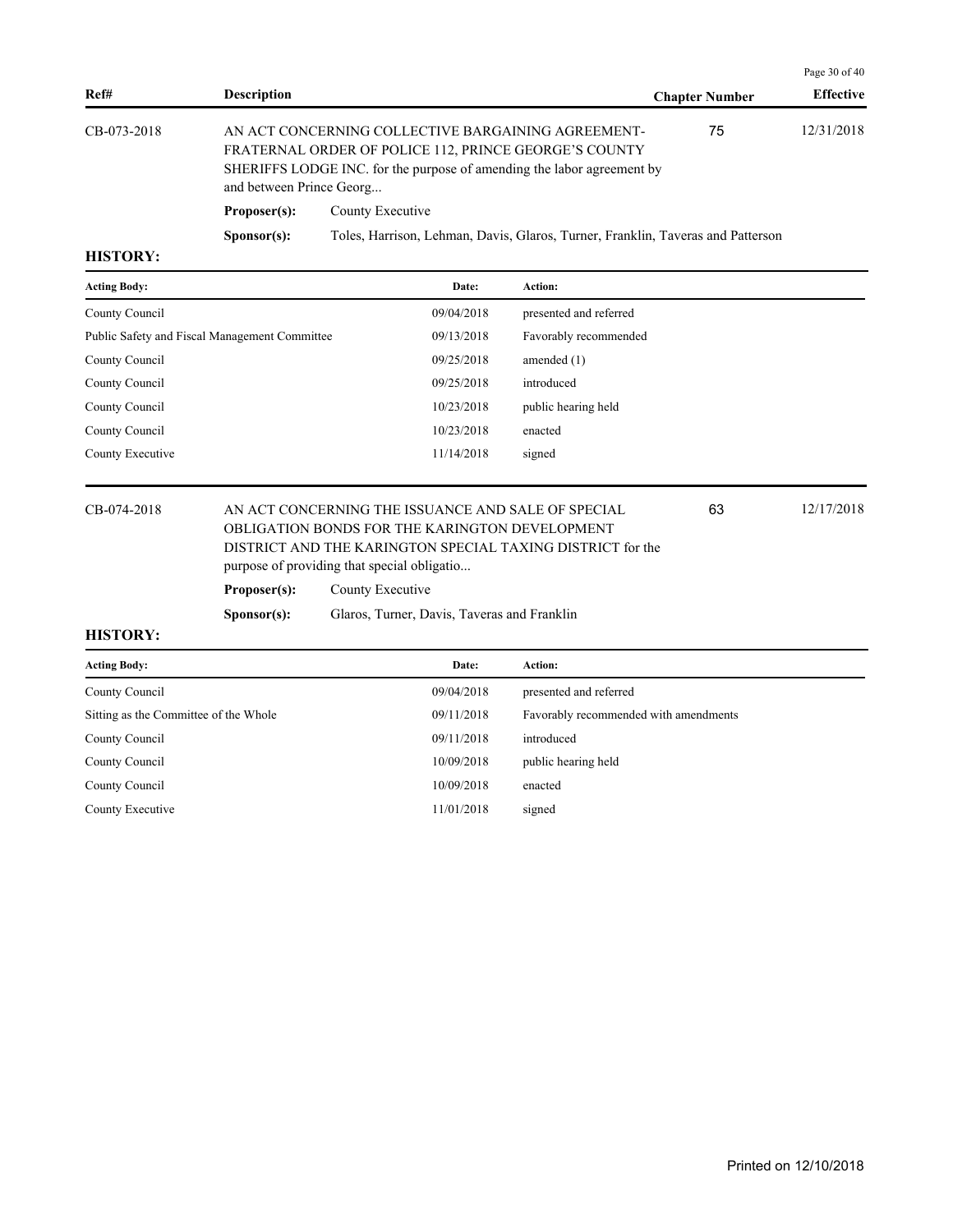| Ref# | Description | Chapter Number | Effective |
|---|---|---|---|
| CB-073-2018 | AN ACT CONCERNING COLLECTIVE BARGAINING AGREEMENT-FRATERNAL ORDER OF POLICE 112, PRINCE GEORGE'S COUNTY SHERIFFS LODGE INC. for the purpose of amending the labor agreement by and between Prince Georg... | 75 | 12/31/2018 |

**Proposer(s):** County Executive

**Sponsor(s):** Toles, Harrison, Lehman, Davis, Glaros, Turner, Franklin, Taveras and Patterson

**HISTORY:**

| Acting Body: | Date: | Action: |
|---|---|---|
| County Council | 09/04/2018 | presented and referred |
| Public Safety and Fiscal Management Committee | 09/13/2018 | Favorably recommended |
| County Council | 09/25/2018 | amended (1) |
| County Council | 09/25/2018 | introduced |
| County Council | 10/23/2018 | public hearing held |
| County Council | 10/23/2018 | enacted |
| County Executive | 11/14/2018 | signed |

| Ref# | Description | Chapter Number | Effective |
|---|---|---|---|
| CB-074-2018 | AN ACT CONCERNING THE ISSUANCE AND SALE OF SPECIAL OBLIGATION BONDS FOR THE KARINGTON DEVELOPMENT DISTRICT AND THE KARINGTON SPECIAL TAXING DISTRICT for the purpose of providing that special obligatio... | 63 | 12/17/2018 |

**Proposer(s):** County Executive

**Sponsor(s):** Glaros, Turner, Davis, Taveras and Franklin

**HISTORY:**

| Acting Body: | Date: | Action: |
|---|---|---|
| County Council | 09/04/2018 | presented and referred |
| Sitting as the Committee of the Whole | 09/11/2018 | Favorably recommended with amendments |
| County Council | 09/11/2018 | introduced |
| County Council | 10/09/2018 | public hearing held |
| County Council | 10/09/2018 | enacted |
| County Executive | 11/01/2018 | signed |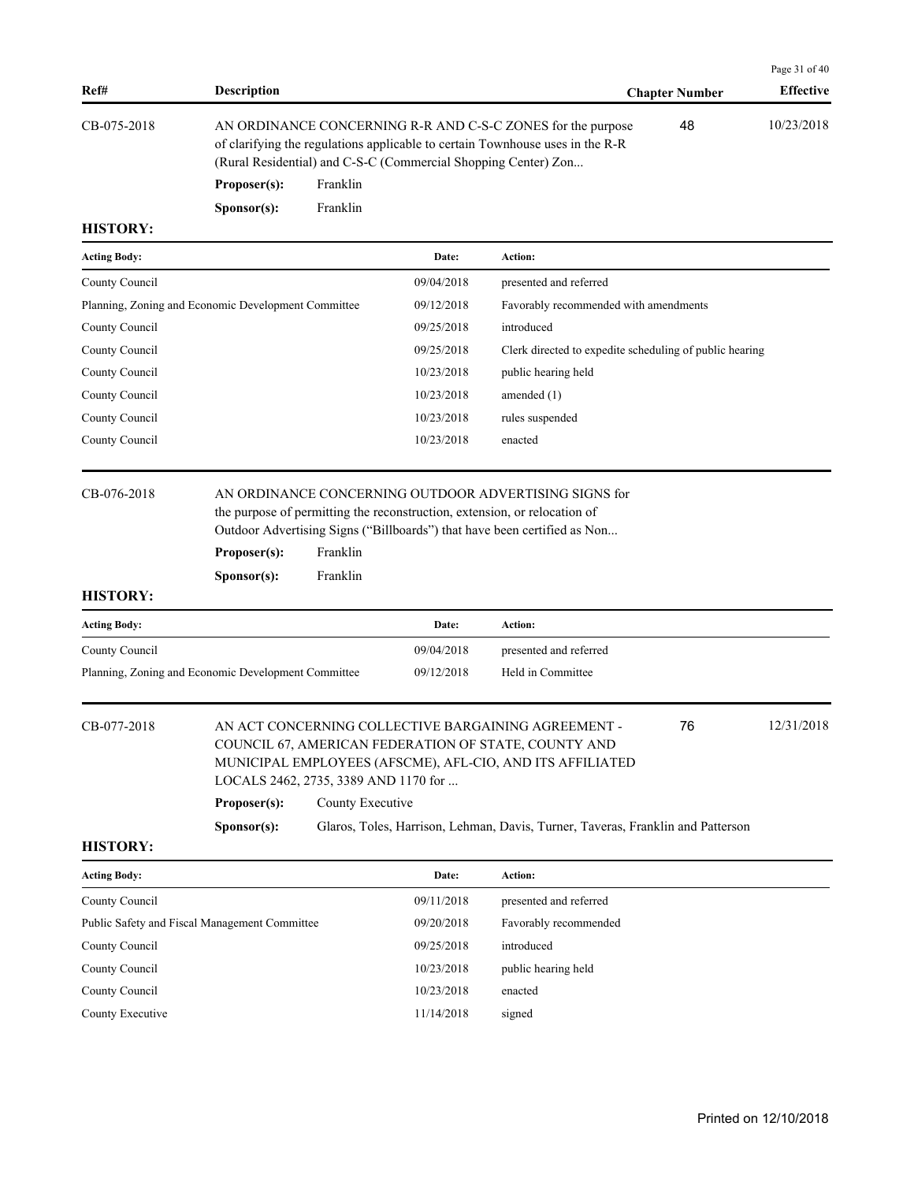| Ref# | Description | Chapter Number | Effective |
|---|---|---|---|

| CB-075-2018 | AN ORDINANCE CONCERNING R-R AND C-S-C ZONES for the purpose of clarifying the regulations applicable to certain Townhouse uses in the R-R (Rural Residential) and C-S-C (Commercial Shopping Center) Zon... | 48 | 10/23/2018 |
|---|---|---|---|

**Proposer(s):** Franklin

**Sponsor(s):** Franklin

**HISTORY:**

| Acting Body: | Date: | Action: |
|---|---|---|
| County Council | 09/04/2018 | presented and referred |
| Planning, Zoning and Economic Development Committee | 09/12/2018 | Favorably recommended with amendments |
| County Council | 09/25/2018 | introduced |
| County Council | 09/25/2018 | Clerk directed to expedite scheduling of public hearing |
| County Council | 10/23/2018 | public hearing held |
| County Council | 10/23/2018 | amended (1) |
| County Council | 10/23/2018 | rules suspended |
| County Council | 10/23/2018 | enacted |

---

CB-076-2018 — AN ORDINANCE CONCERNING OUTDOOR ADVERTISING SIGNS for the purpose of permitting the reconstruction, extension, or relocation of Outdoor Advertising Signs ("Billboards") that have been certified as Non...

**Proposer(s):** Franklin

**Sponsor(s):** Franklin

**HISTORY:**

| Acting Body: | Date: | Action: |
|---|---|---|
| County Council | 09/04/2018 | presented and referred |
| Planning, Zoning and Economic Development Committee | 09/12/2018 | Held in Committee |

---

| CB-077-2018 | AN ACT CONCERNING COLLECTIVE BARGAINING AGREEMENT - COUNCIL 67, AMERICAN FEDERATION OF STATE, COUNTY AND MUNICIPAL EMPLOYEES (AFSCME), AFL-CIO, AND ITS AFFILIATED LOCALS 2462, 2735, 3389 AND 1170 for ... | 76 | 12/31/2018 |
|---|---|---|---|

**Proposer(s):** County Executive

**Sponsor(s):** Glaros, Toles, Harrison, Lehman, Davis, Turner, Taveras, Franklin and Patterson

**HISTORY:**

| Acting Body: | Date: | Action: |
|---|---|---|
| County Council | 09/11/2018 | presented and referred |
| Public Safety and Fiscal Management Committee | 09/20/2018 | Favorably recommended |
| County Council | 09/25/2018 | introduced |
| County Council | 10/23/2018 | public hearing held |
| County Council | 10/23/2018 | enacted |
| County Executive | 11/14/2018 | signed |

Printed on 12/10/2018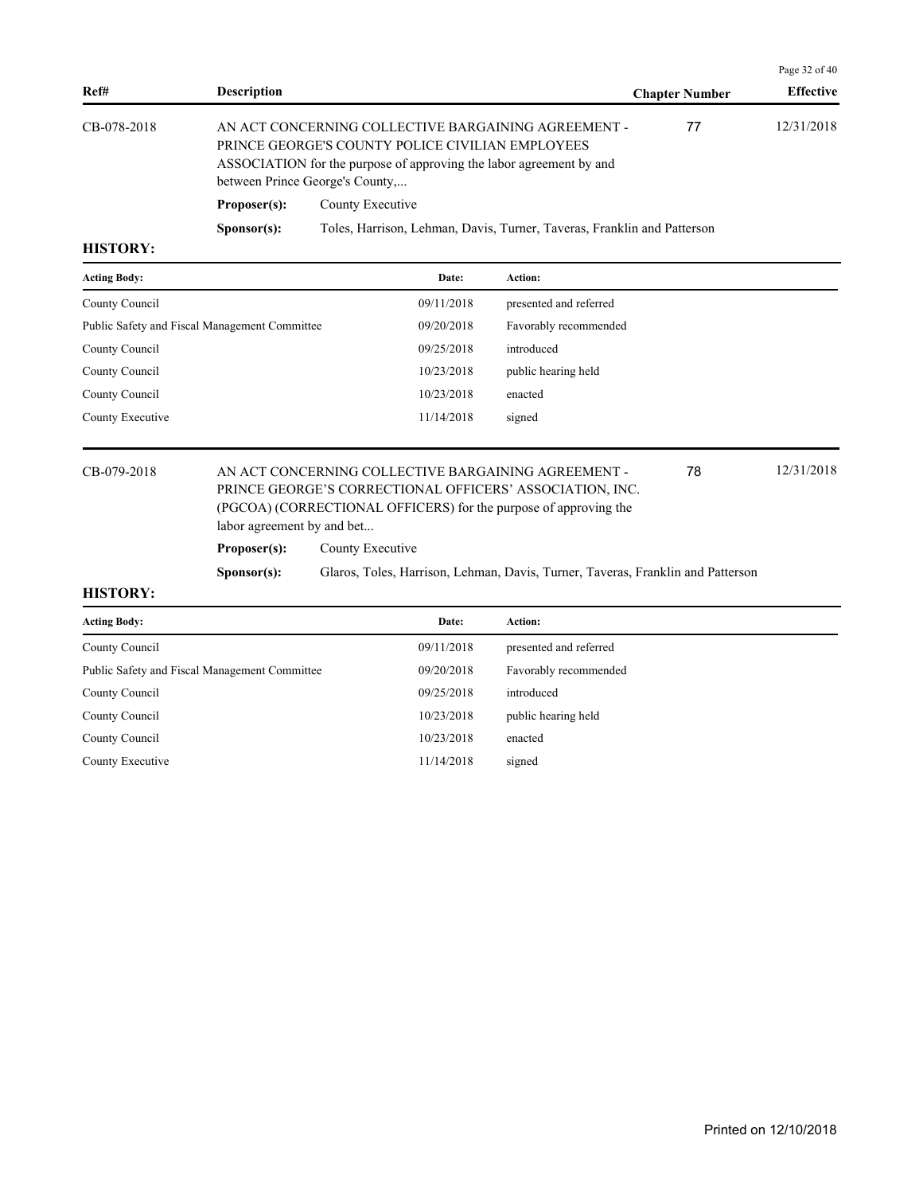| Ref# | Description | Chapter Number | Effective |
|---|---|---|---|
| CB-078-2018 | AN ACT CONCERNING COLLECTIVE BARGAINING AGREEMENT - PRINCE GEORGE'S COUNTY POLICE CIVILIAN EMPLOYEES ASSOCIATION for the purpose of approving the labor agreement by and between Prince George's County,... | 77 | 12/31/2018 |

**Proposer(s):** County Executive

**Sponsor(s):** Toles, Harrison, Lehman, Davis, Turner, Taveras, Franklin and Patterson

**HISTORY:**

| Acting Body: | Date: | Action: |
|---|---|---|
| County Council | 09/11/2018 | presented and referred |
| Public Safety and Fiscal Management Committee | 09/20/2018 | Favorably recommended |
| County Council | 09/25/2018 | introduced |
| County Council | 10/23/2018 | public hearing held |
| County Council | 10/23/2018 | enacted |
| County Executive | 11/14/2018 | signed |

| Ref# | Description | Chapter Number | Effective |
|---|---|---|---|
| CB-079-2018 | AN ACT CONCERNING COLLECTIVE BARGAINING AGREEMENT - PRINCE GEORGE'S CORRECTIONAL OFFICERS' ASSOCIATION, INC. (PGCOA) (CORRECTIONAL OFFICERS) for the purpose of approving the labor agreement by and bet... | 78 | 12/31/2018 |

**Proposer(s):** County Executive

**Sponsor(s):** Glaros, Toles, Harrison, Lehman, Davis, Turner, Taveras, Franklin and Patterson

**HISTORY:**

| Acting Body: | Date: | Action: |
|---|---|---|
| County Council | 09/11/2018 | presented and referred |
| Public Safety and Fiscal Management Committee | 09/20/2018 | Favorably recommended |
| County Council | 09/25/2018 | introduced |
| County Council | 10/23/2018 | public hearing held |
| County Council | 10/23/2018 | enacted |
| County Executive | 11/14/2018 | signed |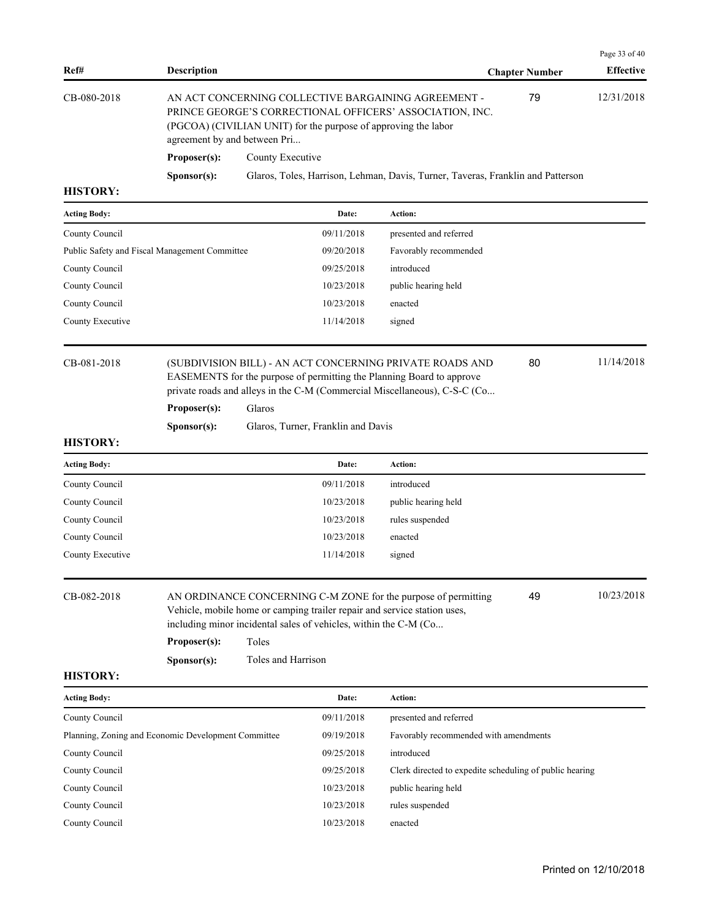| Ref# | Description | Chapter Number | Effective |
|---|---|---|---|

| CB-080-2018 | AN ACT CONCERNING COLLECTIVE BARGAINING AGREEMENT - PRINCE GEORGE'S CORRECTIONAL OFFICERS' ASSOCIATION, INC. (PGCOA) (CIVILIAN UNIT) for the purpose of approving the labor agreement by and between Pri... | 79 | 12/31/2018 |
|---|---|---|---|

**Proposer(s):** County Executive

**Sponsor(s):** Glaros, Toles, Harrison, Lehman, Davis, Turner, Taveras, Franklin and Patterson

**HISTORY:**

| Acting Body: | Date: | Action: |
|---|---|---|
| County Council | 09/11/2018 | presented and referred |
| Public Safety and Fiscal Management Committee | 09/20/2018 | Favorably recommended |
| County Council | 09/25/2018 | introduced |
| County Council | 10/23/2018 | public hearing held |
| County Council | 10/23/2018 | enacted |
| County Executive | 11/14/2018 | signed |

| CB-081-2018 | (SUBDIVISION BILL) - AN ACT CONCERNING PRIVATE ROADS AND EASEMENTS for the purpose of permitting the Planning Board to approve private roads and alleys in the C-M (Commercial Miscellaneous), C-S-C (Co... | 80 | 11/14/2018 |
|---|---|---|---|

**Proposer(s):** Glaros

**Sponsor(s):** Glaros, Turner, Franklin and Davis

**HISTORY:**

| Acting Body: | Date: | Action: |
|---|---|---|
| County Council | 09/11/2018 | introduced |
| County Council | 10/23/2018 | public hearing held |
| County Council | 10/23/2018 | rules suspended |
| County Council | 10/23/2018 | enacted |
| County Executive | 11/14/2018 | signed |

| CB-082-2018 | AN ORDINANCE CONCERNING C-M ZONE for the purpose of permitting Vehicle, mobile home or camping trailer repair and service station uses, including minor incidental sales of vehicles, within the C-M (Co... | 49 | 10/23/2018 |
|---|---|---|---|

**Proposer(s):** Toles

**Sponsor(s):** Toles and Harrison

**HISTORY:**

| Acting Body: | Date: | Action: |
|---|---|---|
| County Council | 09/11/2018 | presented and referred |
| Planning, Zoning and Economic Development Committee | 09/19/2018 | Favorably recommended with amendments |
| County Council | 09/25/2018 | introduced |
| County Council | 09/25/2018 | Clerk directed to expedite scheduling of public hearing |
| County Council | 10/23/2018 | public hearing held |
| County Council | 10/23/2018 | rules suspended |
| County Council | 10/23/2018 | enacted |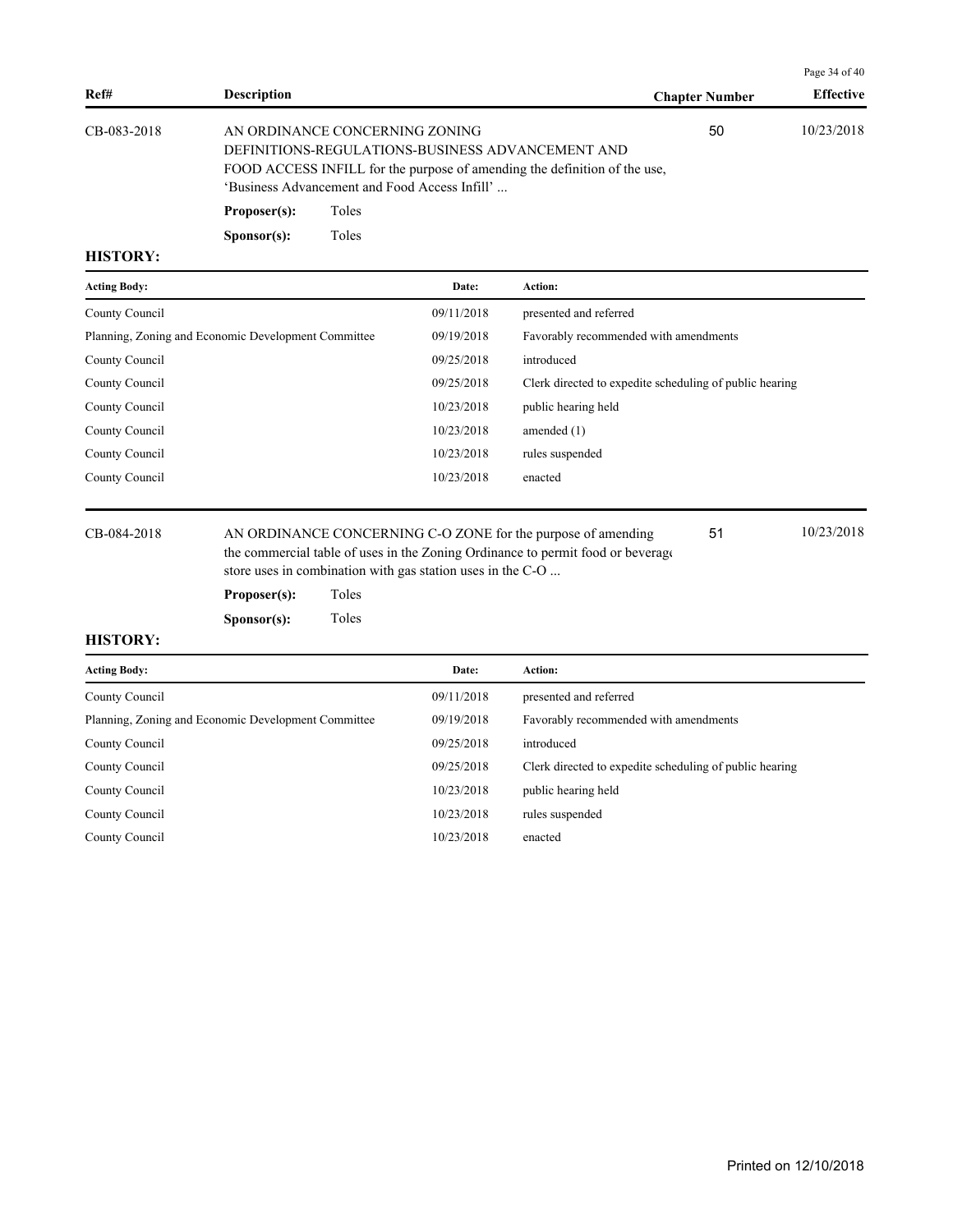| Ref# | Description | Chapter Number | Effective |
|---|---|---|---|
| CB-083-2018 | AN ORDINANCE CONCERNING ZONING DEFINITIONS-REGULATIONS-BUSINESS ADVANCEMENT AND FOOD ACCESS INFILL for the purpose of amending the definition of the use, 'Business Advancement and Food Access Infill' ... | 50 | 10/23/2018 |

**Proposer(s):** Toles

**Sponsor(s):** Toles

**HISTORY:**

| Acting Body: | Date: | Action: |
|---|---|---|
| County Council | 09/11/2018 | presented and referred |
| Planning, Zoning and Economic Development Committee | 09/19/2018 | Favorably recommended with amendments |
| County Council | 09/25/2018 | introduced |
| County Council | 09/25/2018 | Clerk directed to expedite scheduling of public hearing |
| County Council | 10/23/2018 | public hearing held |
| County Council | 10/23/2018 | amended (1) |
| County Council | 10/23/2018 | rules suspended |
| County Council | 10/23/2018 | enacted |

| Ref# | Description | Chapter Number | Effective |
|---|---|---|---|
| CB-084-2018 | AN ORDINANCE CONCERNING C-O ZONE for the purpose of amending the commercial table of uses in the Zoning Ordinance to permit food or beverage store uses in combination with gas station uses in the C-O ... | 51 | 10/23/2018 |

**Proposer(s):** Toles

**Sponsor(s):** Toles

**HISTORY:**

| Acting Body: | Date: | Action: |
|---|---|---|
| County Council | 09/11/2018 | presented and referred |
| Planning, Zoning and Economic Development Committee | 09/19/2018 | Favorably recommended with amendments |
| County Council | 09/25/2018 | introduced |
| County Council | 09/25/2018 | Clerk directed to expedite scheduling of public hearing |
| County Council | 10/23/2018 | public hearing held |
| County Council | 10/23/2018 | rules suspended |
| County Council | 10/23/2018 | enacted |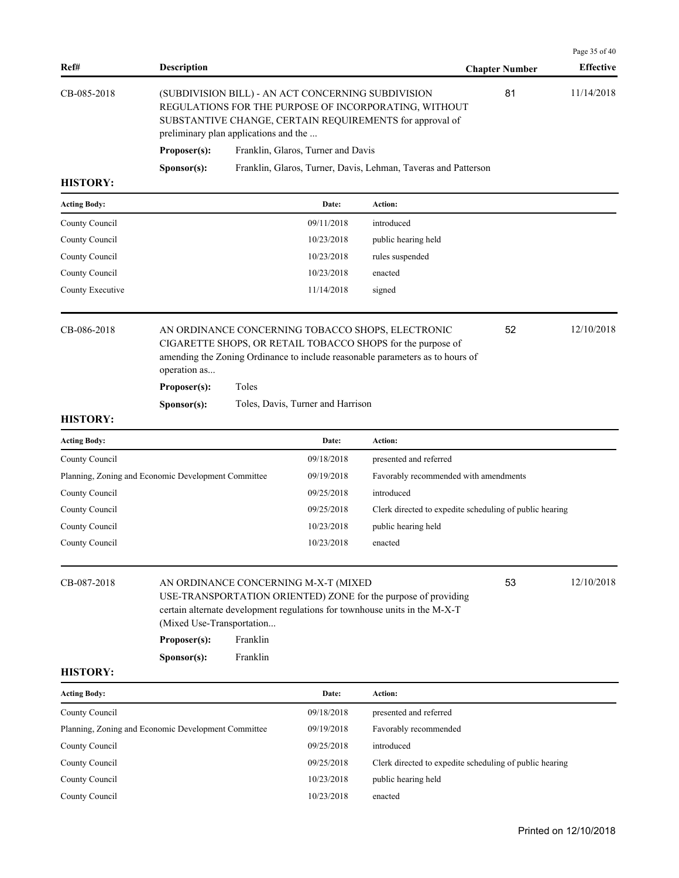| Ref# | Description | Chapter Number | Effective |
|---|---|---|---|
| CB-085-2018 | (SUBDIVISION BILL) - AN ACT CONCERNING SUBDIVISION REGULATIONS FOR THE PURPOSE OF INCORPORATING, WITHOUT SUBSTANTIVE CHANGE, CERTAIN REQUIREMENTS for approval of preliminary plan applications and the ... | 81 | 11/14/2018 |

**Proposer(s):** Franklin, Glaros, Turner and Davis

**Sponsor(s):** Franklin, Glaros, Turner, Davis, Lehman, Taveras and Patterson

**HISTORY:**

| Acting Body: | Date: | Action: |
|---|---|---|
| County Council | 09/11/2018 | introduced |
| County Council | 10/23/2018 | public hearing held |
| County Council | 10/23/2018 | rules suspended |
| County Council | 10/23/2018 | enacted |
| County Executive | 11/14/2018 | signed |

| Ref# | Description | Chapter Number | Effective |
|---|---|---|---|
| CB-086-2018 | AN ORDINANCE CONCERNING TOBACCO SHOPS, ELECTRONIC CIGARETTE SHOPS, OR RETAIL TOBACCO SHOPS for the purpose of amending the Zoning Ordinance to include reasonable parameters as to hours of operation as... | 52 | 12/10/2018 |

**Proposer(s):** Toles

**Sponsor(s):** Toles, Davis, Turner and Harrison

**HISTORY:**

| Acting Body: | Date: | Action: |
|---|---|---|
| County Council | 09/18/2018 | presented and referred |
| Planning, Zoning and Economic Development Committee | 09/19/2018 | Favorably recommended with amendments |
| County Council | 09/25/2018 | introduced |
| County Council | 09/25/2018 | Clerk directed to expedite scheduling of public hearing |
| County Council | 10/23/2018 | public hearing held |
| County Council | 10/23/2018 | enacted |

| Ref# | Description | Chapter Number | Effective |
|---|---|---|---|
| CB-087-2018 | AN ORDINANCE CONCERNING M-X-T (MIXED USE-TRANSPORTATION ORIENTED) ZONE for the purpose of providing certain alternate development regulations for townhouse units in the M-X-T (Mixed Use-Transportation... | 53 | 12/10/2018 |

**Proposer(s):** Franklin

**Sponsor(s):** Franklin

**HISTORY:**

| Acting Body: | Date: | Action: |
|---|---|---|
| County Council | 09/18/2018 | presented and referred |
| Planning, Zoning and Economic Development Committee | 09/19/2018 | Favorably recommended |
| County Council | 09/25/2018 | introduced |
| County Council | 09/25/2018 | Clerk directed to expedite scheduling of public hearing |
| County Council | 10/23/2018 | public hearing held |
| County Council | 10/23/2018 | enacted |

Printed on 12/10/2018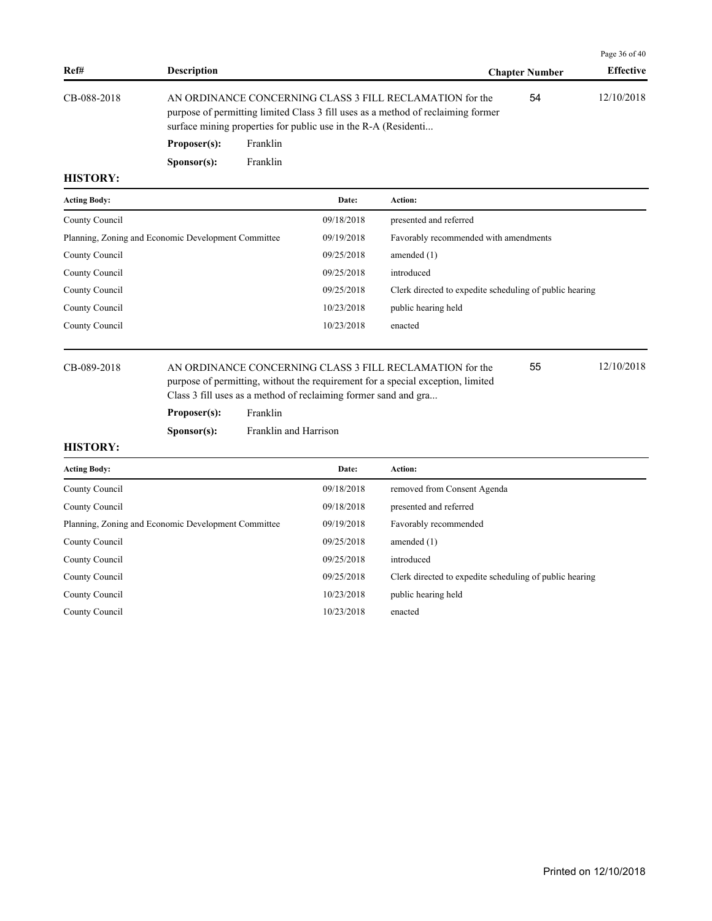| Ref# | Description | Chapter Number | Effective |
|---|---|---|---|
| CB-088-2018 | AN ORDINANCE CONCERNING CLASS 3 FILL RECLAMATION for the purpose of permitting limited Class 3 fill uses as a method of reclaiming former surface mining properties for public use in the R-A (Residenti... | 54 | 12/10/2018 |

**Proposer(s):** Franklin

**Sponsor(s):** Franklin

**HISTORY:**

| Acting Body: | Date: | Action: |
|---|---|---|
| County Council | 09/18/2018 | presented and referred |
| Planning, Zoning and Economic Development Committee | 09/19/2018 | Favorably recommended with amendments |
| County Council | 09/25/2018 | amended (1) |
| County Council | 09/25/2018 | introduced |
| County Council | 09/25/2018 | Clerk directed to expedite scheduling of public hearing |
| County Council | 10/23/2018 | public hearing held |
| County Council | 10/23/2018 | enacted |

| Ref# | Description | Chapter Number | Effective |
|---|---|---|---|
| CB-089-2018 | AN ORDINANCE CONCERNING CLASS 3 FILL RECLAMATION for the purpose of permitting, without the requirement for a special exception, limited Class 3 fill uses as a method of reclaiming former sand and gra... | 55 | 12/10/2018 |

**Proposer(s):** Franklin

**Sponsor(s):** Franklin and Harrison

**HISTORY:**

| Acting Body: | Date: | Action: |
|---|---|---|
| County Council | 09/18/2018 | removed from Consent Agenda |
| County Council | 09/18/2018 | presented and referred |
| Planning, Zoning and Economic Development Committee | 09/19/2018 | Favorably recommended |
| County Council | 09/25/2018 | amended (1) |
| County Council | 09/25/2018 | introduced |
| County Council | 09/25/2018 | Clerk directed to expedite scheduling of public hearing |
| County Council | 10/23/2018 | public hearing held |
| County Council | 10/23/2018 | enacted |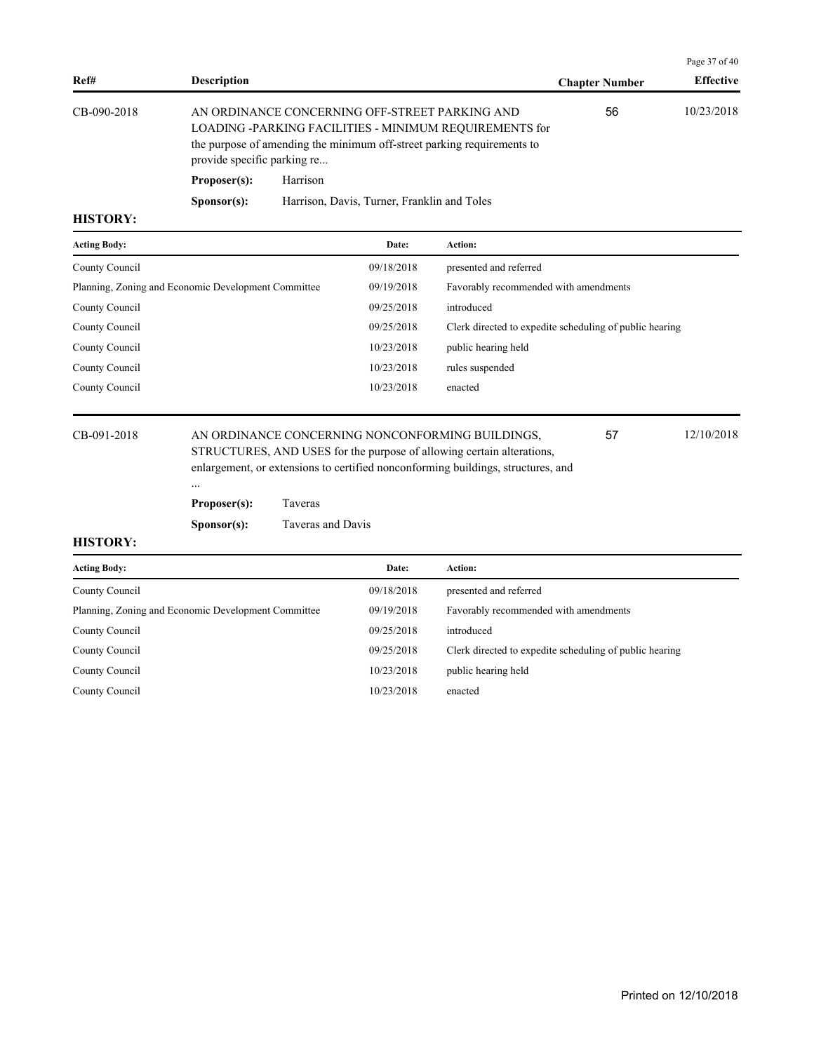| Ref# | Description | Chapter Number | Effective |
|---|---|---|---|
| CB-090-2018 | AN ORDINANCE CONCERNING OFF-STREET PARKING AND LOADING -PARKING FACILITIES - MINIMUM REQUIREMENTS for the purpose of amending the minimum off-street parking requirements to provide specific parking re... | 56 | 10/23/2018 |

**Proposer(s):** Harrison

**Sponsor(s):** Harrison, Davis, Turner, Franklin and Toles

**HISTORY:**

| Acting Body: | Date: | Action: |
|---|---|---|
| County Council | 09/18/2018 | presented and referred |
| Planning, Zoning and Economic Development Committee | 09/19/2018 | Favorably recommended with amendments |
| County Council | 09/25/2018 | introduced |
| County Council | 09/25/2018 | Clerk directed to expedite scheduling of public hearing |
| County Council | 10/23/2018 | public hearing held |
| County Council | 10/23/2018 | rules suspended |
| County Council | 10/23/2018 | enacted |

| Ref# | Description | Chapter Number | Effective |
|---|---|---|---|
| CB-091-2018 | AN ORDINANCE CONCERNING NONCONFORMING BUILDINGS, STRUCTURES, AND USES for the purpose of allowing certain alterations, enlargement, or extensions to certified nonconforming buildings, structures, and ... | 57 | 12/10/2018 |

**Proposer(s):** Taveras

**Sponsor(s):** Taveras and Davis

**HISTORY:**

| Acting Body: | Date: | Action: |
|---|---|---|
| County Council | 09/18/2018 | presented and referred |
| Planning, Zoning and Economic Development Committee | 09/19/2018 | Favorably recommended with amendments |
| County Council | 09/25/2018 | introduced |
| County Council | 09/25/2018 | Clerk directed to expedite scheduling of public hearing |
| County Council | 10/23/2018 | public hearing held |
| County Council | 10/23/2018 | enacted |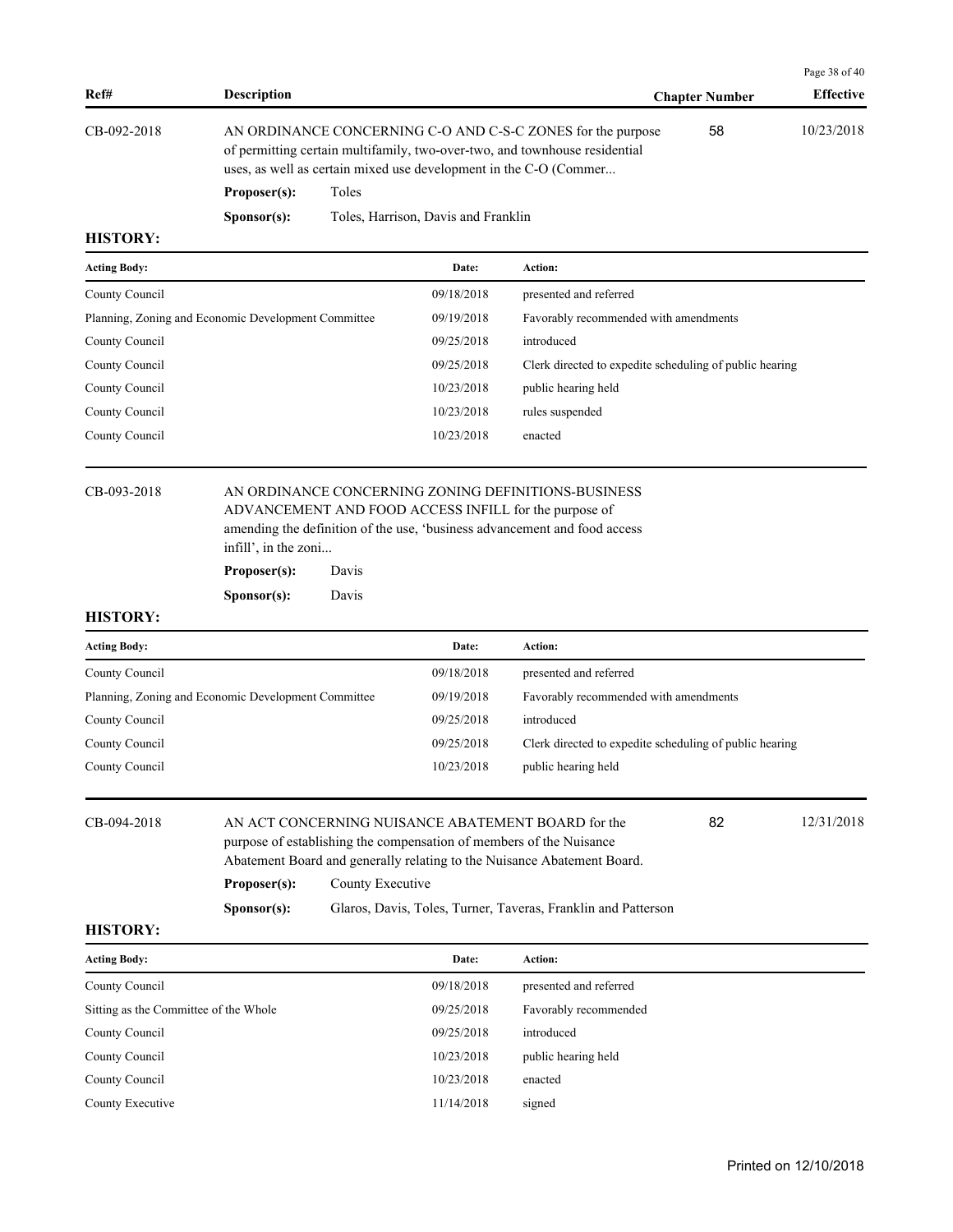| Ref# | Description | Chapter Number | Effective |
| --- | --- | --- | --- |
| CB-092-2018 | AN ORDINANCE CONCERNING C-O AND C-S-C ZONES for the purpose of permitting certain multifamily, two-over-two, and townhouse residential uses, as well as certain mixed use development in the C-O (Commer... | 58 | 10/23/2018 |

**Proposer(s):** Toles

**Sponsor(s):** Toles, Harrison, Davis and Franklin

**HISTORY:**

| Acting Body: | Date: | Action: |
| --- | --- | --- |
| County Council | 09/18/2018 | presented and referred |
| Planning, Zoning and Economic Development Committee | 09/19/2018 | Favorably recommended with amendments |
| County Council | 09/25/2018 | introduced |
| County Council | 09/25/2018 | Clerk directed to expedite scheduling of public hearing |
| County Council | 10/23/2018 | public hearing held |
| County Council | 10/23/2018 | rules suspended |
| County Council | 10/23/2018 | enacted |

| Ref# | Description | Chapter Number | Effective |
| --- | --- | --- | --- |
| CB-093-2018 | AN ORDINANCE CONCERNING ZONING DEFINITIONS-BUSINESS ADVANCEMENT AND FOOD ACCESS INFILL for the purpose of amending the definition of the use, 'business advancement and food access infill', in the zoni... | | |

**Proposer(s):** Davis

**Sponsor(s):** Davis

**HISTORY:**

| Acting Body: | Date: | Action: |
| --- | --- | --- |
| County Council | 09/18/2018 | presented and referred |
| Planning, Zoning and Economic Development Committee | 09/19/2018 | Favorably recommended with amendments |
| County Council | 09/25/2018 | introduced |
| County Council | 09/25/2018 | Clerk directed to expedite scheduling of public hearing |
| County Council | 10/23/2018 | public hearing held |

| Ref# | Description | Chapter Number | Effective |
| --- | --- | --- | --- |
| CB-094-2018 | AN ACT CONCERNING NUISANCE ABATEMENT BOARD for the purpose of establishing the compensation of members of the Nuisance Abatement Board and generally relating to the Nuisance Abatement Board. | 82 | 12/31/2018 |

**Proposer(s):** County Executive

**Sponsor(s):** Glaros, Davis, Toles, Turner, Taveras, Franklin and Patterson

**HISTORY:**

| Acting Body: | Date: | Action: |
| --- | --- | --- |
| County Council | 09/18/2018 | presented and referred |
| Sitting as the Committee of the Whole | 09/25/2018 | Favorably recommended |
| County Council | 09/25/2018 | introduced |
| County Council | 10/23/2018 | public hearing held |
| County Council | 10/23/2018 | enacted |
| County Executive | 11/14/2018 | signed |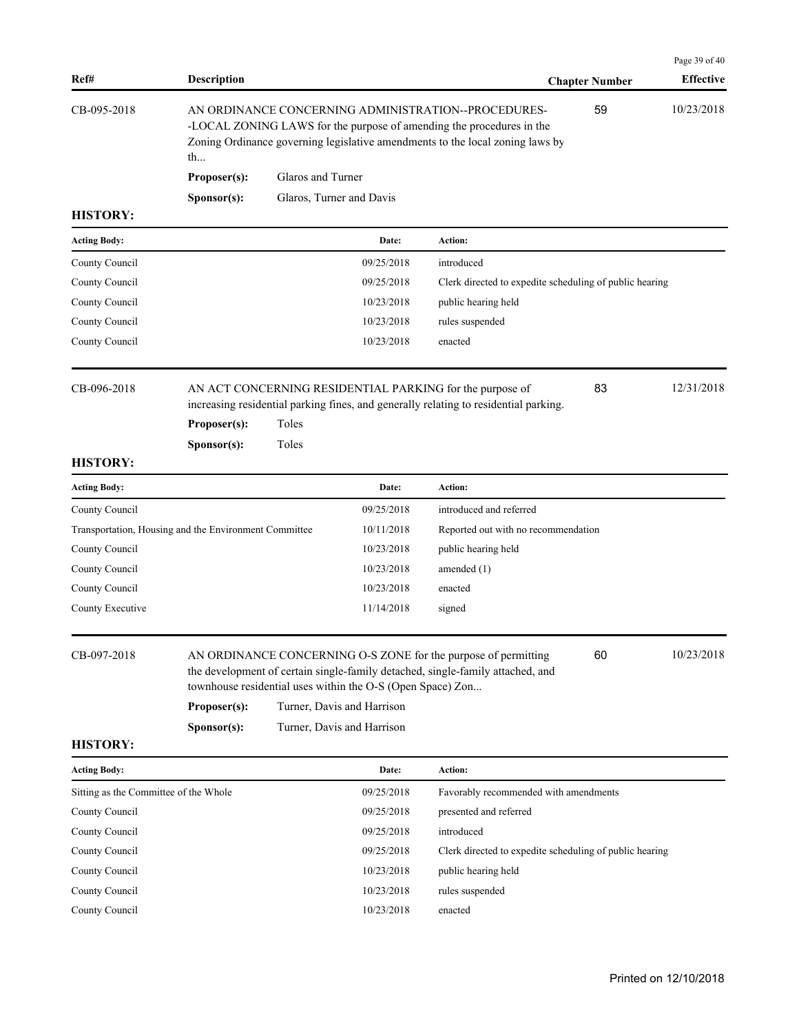| Ref# | Description | Chapter Number | Effective |
|---|---|---|---|
| CB-095-2018 | AN ORDINANCE CONCERNING ADMINISTRATION--PROCEDURES--LOCAL ZONING LAWS for the purpose of amending the procedures in the Zoning Ordinance governing legislative amendments to the local zoning laws by th... | 59 | 10/23/2018 |

**Proposer(s):** Glaros and Turner

**Sponsor(s):** Glaros, Turner and Davis

**HISTORY:**

| Acting Body: | Date: | Action: |
|---|---|---|
| County Council | 09/25/2018 | introduced |
| County Council | 09/25/2018 | Clerk directed to expedite scheduling of public hearing |
| County Council | 10/23/2018 | public hearing held |
| County Council | 10/23/2018 | rules suspended |
| County Council | 10/23/2018 | enacted |

| Ref# | Description | Chapter Number | Effective |
|---|---|---|---|
| CB-096-2018 | AN ACT CONCERNING RESIDENTIAL PARKING for the purpose of increasing residential parking fines, and generally relating to residential parking. | 83 | 12/31/2018 |

**Proposer(s):** Toles

**Sponsor(s):** Toles

**HISTORY:**

| Acting Body: | Date: | Action: |
|---|---|---|
| County Council | 09/25/2018 | introduced and referred |
| Transportation, Housing and the Environment Committee | 10/11/2018 | Reported out with no recommendation |
| County Council | 10/23/2018 | public hearing held |
| County Council | 10/23/2018 | amended (1) |
| County Council | 10/23/2018 | enacted |
| County Executive | 11/14/2018 | signed |

| Ref# | Description | Chapter Number | Effective |
|---|---|---|---|
| CB-097-2018 | AN ORDINANCE CONCERNING O-S ZONE for the purpose of permitting the development of certain single-family detached, single-family attached, and townhouse residential uses within the O-S (Open Space) Zon... | 60 | 10/23/2018 |

**Proposer(s):** Turner, Davis and Harrison

**Sponsor(s):** Turner, Davis and Harrison

**HISTORY:**

| Acting Body: | Date: | Action: |
|---|---|---|
| Sitting as the Committee of the Whole | 09/25/2018 | Favorably recommended with amendments |
| County Council | 09/25/2018 | presented and referred |
| County Council | 09/25/2018 | introduced |
| County Council | 09/25/2018 | Clerk directed to expedite scheduling of public hearing |
| County Council | 10/23/2018 | public hearing held |
| County Council | 10/23/2018 | rules suspended |
| County Council | 10/23/2018 | enacted |

Printed on 12/10/2018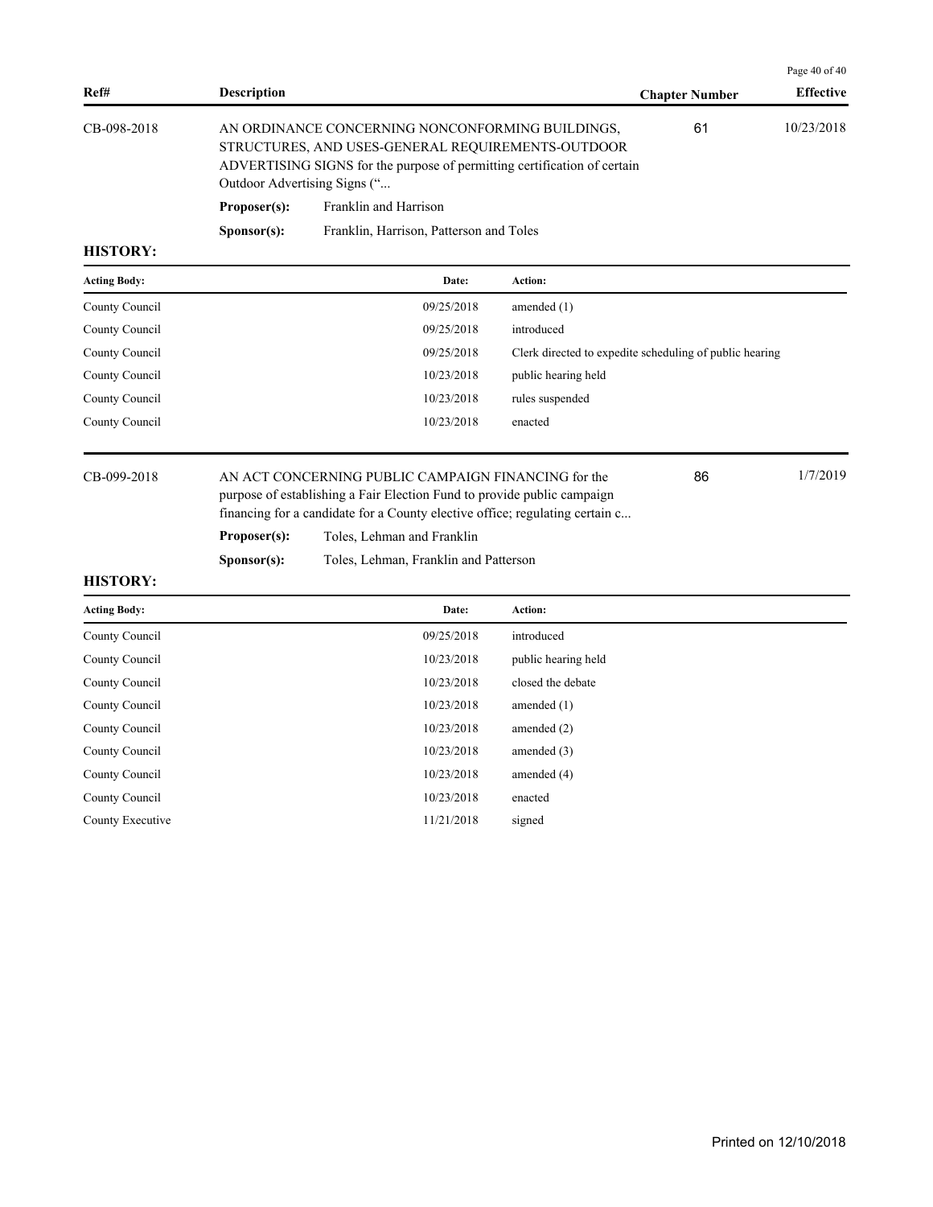| Ref# | Description | Chapter Number | Effective |
|---|---|---|---|
| CB-098-2018 | AN ORDINANCE CONCERNING NONCONFORMING BUILDINGS, STRUCTURES, AND USES-GENERAL REQUIREMENTS-OUTDOOR ADVERTISING SIGNS for the purpose of permitting certification of certain Outdoor Advertising Signs ("... | 61 | 10/23/2018 |

**Proposer(s):** Franklin and Harrison

**Sponsor(s):** Franklin, Harrison, Patterson and Toles

**HISTORY:**

| Acting Body: | Date: | Action: |
|---|---|---|
| County Council | 09/25/2018 | amended (1) |
| County Council | 09/25/2018 | introduced |
| County Council | 09/25/2018 | Clerk directed to expedite scheduling of public hearing |
| County Council | 10/23/2018 | public hearing held |
| County Council | 10/23/2018 | rules suspended |
| County Council | 10/23/2018 | enacted |

| Ref# | Description | Chapter Number | Effective |
|---|---|---|---|
| CB-099-2018 | AN ACT CONCERNING PUBLIC CAMPAIGN FINANCING for the purpose of establishing a Fair Election Fund to provide public campaign financing for a candidate for a County elective office; regulating certain c... | 86 | 1/7/2019 |

**Proposer(s):** Toles, Lehman and Franklin

**Sponsor(s):** Toles, Lehman, Franklin and Patterson

**HISTORY:**

| Acting Body: | Date: | Action: |
|---|---|---|
| County Council | 09/25/2018 | introduced |
| County Council | 10/23/2018 | public hearing held |
| County Council | 10/23/2018 | closed the debate |
| County Council | 10/23/2018 | amended (1) |
| County Council | 10/23/2018 | amended (2) |
| County Council | 10/23/2018 | amended (3) |
| County Council | 10/23/2018 | amended (4) |
| County Council | 10/23/2018 | enacted |
| County Executive | 11/21/2018 | signed |

Printed on 12/10/2018